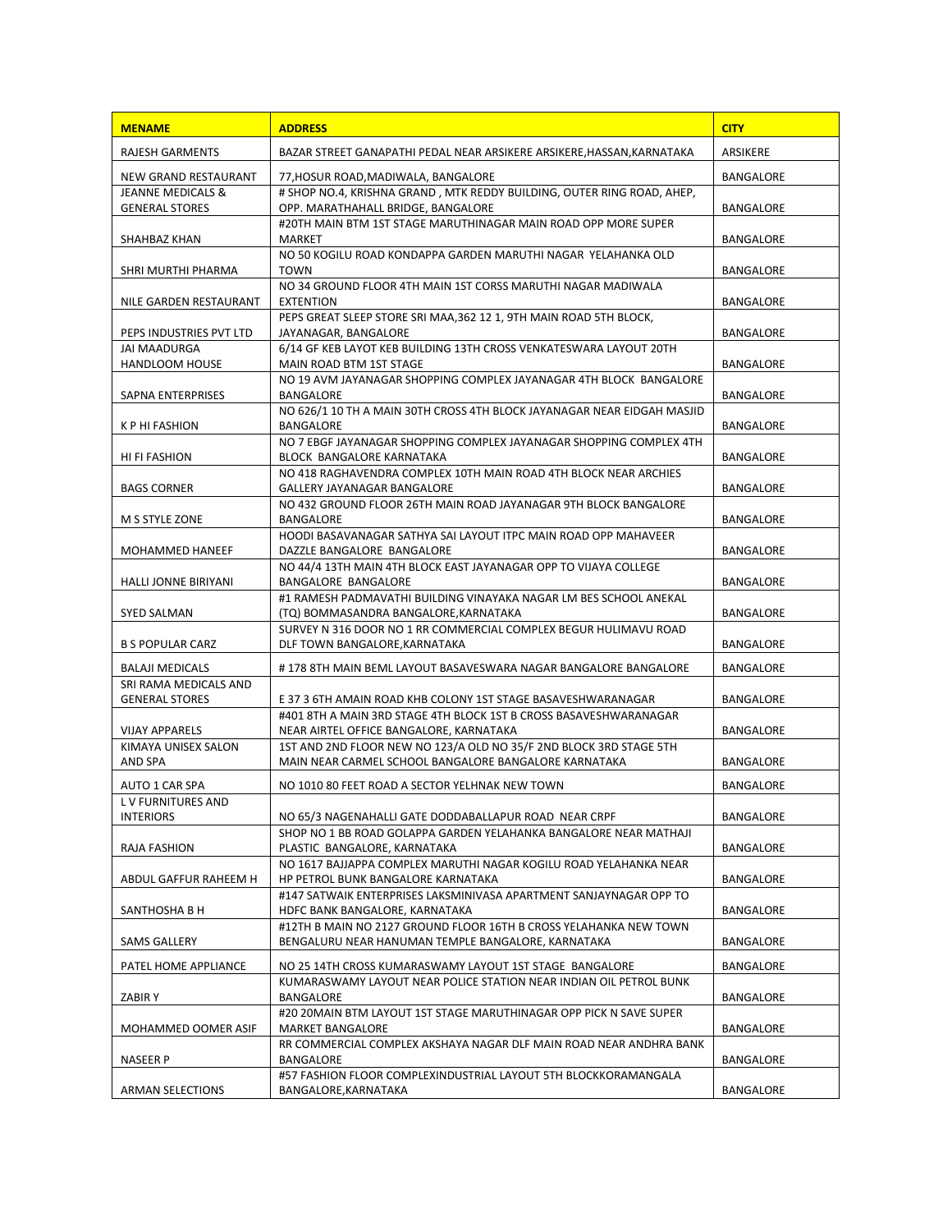| MENAME | ADDRESS | CITY |
|---|---|---|
| RAJESH GARMENTS | BAZAR STREET GANAPATHI PEDAL NEAR ARSIKERE ARSIKERE,HASSAN,KARNATAKA | ARSIKERE |
| NEW GRAND RESTAURANT | 77,HOSUR ROAD,MADIWALA, BANGALORE | BANGALORE |
| JEANNE MEDICALS & GENERAL STORES | # SHOP NO.4, KRISHNA GRAND , MTK REDDY BUILDING, OUTER RING ROAD, AHEP, OPP. MARATHAHALL BRIDGE, BANGALORE | BANGALORE |
| SHAHBAZ KHAN | #20TH MAIN BTM 1ST STAGE MARUTHINAGAR MAIN ROAD OPP MORE SUPER MARKET | BANGALORE |
| SHRI MURTHI PHARMA | NO 50 KOGILU ROAD KONDAPPA GARDEN MARUTHI NAGAR YELAHANKA OLD TOWN | BANGALORE |
| NILE GARDEN RESTAURANT | NO 34 GROUND FLOOR 4TH MAIN 1ST CORSS MARUTHI NAGAR MADIWALA EXTENTION | BANGALORE |
| PEPS INDUSTRIES PVT LTD | PEPS GREAT SLEEP STORE SRI MAA,362 12 1, 9TH MAIN ROAD 5TH BLOCK, JAYANAGAR, BANGALORE | BANGALORE |
| JAI MAADURGA HANDLOOM HOUSE | 6/14 GF KEB LAYOT KEB BUILDING 13TH CROSS VENKATESWARA LAYOUT 20TH MAIN ROAD BTM 1ST STAGE | BANGALORE |
| SAPNA ENTERPRISES | NO 19 AVM JAYANAGAR SHOPPING COMPLEX JAYANAGAR 4TH BLOCK BANGALORE BANGALORE | BANGALORE |
| K P HI FASHION | NO 626/1 10 TH A MAIN 30TH CROSS 4TH BLOCK JAYANAGAR NEAR EIDGAH MASJID BANGALORE | BANGALORE |
| HI FI FASHION | NO 7 EBGF JAYANAGAR SHOPPING COMPLEX JAYANAGAR SHOPPING COMPLEX 4TH BLOCK BANGALORE KARNATAKA | BANGALORE |
| BAGS CORNER | NO 418 RAGHAVENDRA COMPLEX 10TH MAIN ROAD 4TH BLOCK NEAR ARCHIES GALLERY JAYANAGAR BANGALORE | BANGALORE |
| M S STYLE ZONE | NO 432 GROUND FLOOR 26TH MAIN ROAD JAYANAGAR 9TH BLOCK BANGALORE BANGALORE | BANGALORE |
| MOHAMMED HANEEF | HOODI BASAVANAGAR SATHYA SAI LAYOUT ITPC MAIN ROAD OPP MAHAVEER DAZZLE BANGALORE BANGALORE | BANGALORE |
| HALLI JONNE BIRIYANI | NO 44/4 13TH MAIN 4TH BLOCK EAST JAYANAGAR OPP TO VIJAYA COLLEGE BANGALORE BANGALORE | BANGALORE |
| SYED SALMAN | #1 RAMESH PADMAVATHI BUILDING VINAYAKA NAGAR LM BES SCHOOL ANEKAL (TQ) BOMMASANDRA BANGALORE,KARNATAKA | BANGALORE |
| B S POPULAR CARZ | SURVEY N 316 DOOR NO 1 RR COMMERCIAL COMPLEX BEGUR HULIMAVU ROAD DLF TOWN BANGALORE,KARNATAKA | BANGALORE |
| BALAJI MEDICALS | # 178 8TH MAIN BEML LAYOUT BASAVESWARA NAGAR BANGALORE BANGALORE | BANGALORE |
| SRI RAMA MEDICALS AND GENERAL STORES | E 37 3 6TH AMAIN ROAD KHB COLONY 1ST STAGE BASAVESHWARANAGAR | BANGALORE |
| VIJAY APPARELS | #401 8TH A MAIN 3RD STAGE 4TH BLOCK 1ST B CROSS BASAVESHWARANAGAR NEAR AIRTEL OFFICE BANGALORE, KARNATAKA | BANGALORE |
| KIMAYA UNISEX SALON AND SPA | 1ST AND 2ND FLOOR NEW NO 123/A OLD NO 35/F 2ND BLOCK 3RD STAGE 5TH MAIN NEAR CARMEL SCHOOL BANGALORE BANGALORE KARNATAKA | BANGALORE |
| AUTO 1 CAR SPA | NO 1010 80 FEET ROAD A SECTOR YELHNAK NEW TOWN | BANGALORE |
| L V FURNITURES AND INTERIORS | NO 65/3 NAGENAHALLI GATE DODDABALLAPUR ROAD NEAR CRPF | BANGALORE |
| RAJA FASHION | SHOP NO 1 BB ROAD GOLAPPA GARDEN YELAHANKA BANGALORE NEAR MATHAJI PLASTIC BANGALORE, KARNATAKA | BANGALORE |
| ABDUL GAFFUR RAHEEM H | NO 1617 BAJJAPPA COMPLEX MARUTHI NAGAR KOGILU ROAD YELAHANKA NEAR HP PETROL BUNK BANGALORE KARNATAKA | BANGALORE |
| SANTHOSHA B H | #147 SATWAIK ENTERPRISES LAKSMINIVASA APARTMENT SANJAYNAGAR OPP TO HDFC BANK BANGALORE, KARNATAKA | BANGALORE |
| SAMS GALLERY | #12TH B MAIN NO 2127 GROUND FLOOR 16TH B CROSS YELAHANKA NEW TOWN BENGALURU NEAR HANUMAN TEMPLE BANGALORE, KARNATAKA | BANGALORE |
| PATEL HOME APPLIANCE | NO 25 14TH CROSS KUMARASWAMY LAYOUT 1ST STAGE BANGALORE | BANGALORE |
| ZABIR Y | KUMARASWAMY LAYOUT NEAR POLICE STATION NEAR INDIAN OIL PETROL BUNK BANGALORE | BANGALORE |
| MOHAMMED OOMER ASIF | #20 20MAIN BTM LAYOUT 1ST STAGE MARUTHINAGAR OPP PICK N SAVE SUPER MARKET BANGALORE | BANGALORE |
| NASEER P | RR COMMERCIAL COMPLEX AKSHAYA NAGAR DLF MAIN ROAD NEAR ANDHRA BANK BANGALORE | BANGALORE |
| ARMAN SELECTIONS | #57 FASHION FLOOR COMPLEXINDUSTRIAL LAYOUT 5TH BLOCKKORAMANGALA BANGALORE,KARNATAKA | BANGALORE |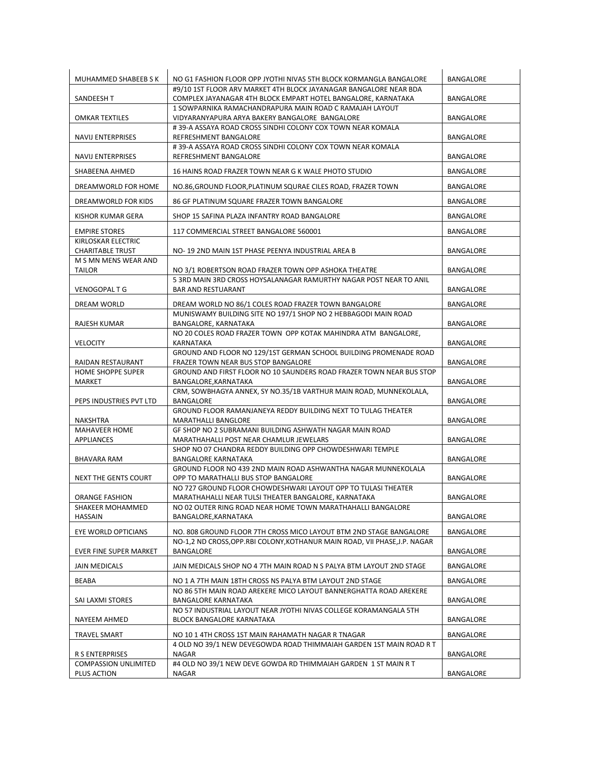| MUHAMMED SHABEEB S K | NO G1 FASHION FLOOR OPP JYOTHI NIVAS 5TH BLOCK KORMANGLA BANGALORE | BANGALORE |
|---|---|---|
| SANDEESH T | #9/10 1ST FLOOR ARV MARKET 4TH BLOCK JAYANAGAR BANGALORE NEAR BDA COMPLEX JAYANAGAR 4TH BLOCK EMPART HOTEL BANGALORE, KARNATAKA | BANGALORE |
| OMKAR TEXTILES | 1 SOWPARNIKA RAMACHANDRAPURA MAIN ROAD C RAMAJAH LAYOUT VIDYARANYAPURA ARYA BAKERY BANGALORE BANGALORE | BANGALORE |
| NAVIJ ENTERPRISES | # 39-A ASSAYA ROAD CROSS SINDHI COLONY COX TOWN NEAR KOMALA REFRESHMENT BANGALORE | BANGALORE |
| NAVIJ ENTERPRISES | # 39-A ASSAYA ROAD CROSS SINDHI COLONY COX TOWN NEAR KOMALA REFRESHMENT BANGALORE | BANGALORE |
| SHABEENA AHMED | 16 HAINS ROAD FRAZER TOWN NEAR G K WALE PHOTO STUDIO | BANGALORE |
| DREAMWORLD FOR HOME | NO.86,GROUND FLOOR,PLATINUM SQURAE CILES ROAD, FRAZER TOWN | BANGALORE |
| DREAMWORLD FOR KIDS | 86 GF PLATINUM SQUARE FRAZER TOWN BANGALORE | BANGALORE |
| KISHOR KUMAR GERA | SHOP 15 SAFINA PLAZA INFANTRY ROAD BANGALORE | BANGALORE |
| EMPIRE STORES | 117 COMMERCIAL STREET BANGALORE 560001 | BANGALORE |
| KIRLOSKAR ELECTRIC CHARITABLE TRUST | NO- 19 2ND MAIN 1ST PHASE PEENYA INDUSTRIAL AREA B | BANGALORE |
| M S MN MENS WEAR AND TAILOR | NO 3/1 ROBERTSON ROAD FRAZER TOWN OPP ASHOKA THEATRE | BANGALORE |
| VENOGOPAL T G | 5 3RD MAIN 3RD CROSS HOYSALANAGAR RAMURTHY NAGAR POST NEAR TO ANIL BAR AND RESTUARANT | BANGALORE |
| DREAM WORLD | DREAM WORLD NO 86/1 COLES ROAD FRAZER TOWN BANGALORE | BANGALORE |
| RAJESH KUMAR | MUNISWAMY BUILDING SITE NO 197/1 SHOP NO 2 HEBBAGODI MAIN ROAD BANGALORE, KARNATAKA | BANGALORE |
| VELOCITY | NO 20 COLES ROAD FRAZER TOWN OPP KOTAK MAHINDRA ATM BANGALORE, KARNATAKA | BANGALORE |
| RAIDAN RESTAURANT | GROUND AND FLOOR NO 129/1ST GERMAN SCHOOL BUILDING PROMENADE ROAD FRAZER TOWN NEAR BUS STOP BANGALORE | BANGALORE |
| HOME SHOPPE SUPER MARKET | GROUND AND FIRST FLOOR NO 10 SAUNDERS ROAD FRAZER TOWN NEAR BUS STOP BANGALORE,KARNATAKA | BANGALORE |
| PEPS INDUSTRIES PVT LTD | CRM, SOWBHAGYA ANNEX, SY NO.35/1B VARTHUR MAIN ROAD, MUNNEKOLALA, BANGALORE | BANGALORE |
| NAKSHTRA | GROUND FLOOR RAMANJANEYA REDDY BUILDING NEXT TO TULAG THEATER MARATHALLI BANGLORE | BANGALORE |
| MAHAVEER HOME APPLIANCES | GF SHOP NO 2 SUBRAMANI BUILDING ASHWATH NAGAR MAIN ROAD MARATHAHALLI POST NEAR CHAMLUR JEWELARS | BANGALORE |
| BHAVARA RAM | SHOP NO 07 CHANDRA REDDY BUILDING OPP CHOWDESHWARI TEMPLE BANGALORE KARNATAKA | BANGALORE |
| NEXT THE GENTS COURT | GROUND FLOOR NO 439 2ND MAIN ROAD ASHWANTHA NAGAR MUNNEKOLALA OPP TO MARATHALLI BUS STOP BANGALORE | BANGALORE |
| ORANGE FASHION | NO 727 GROUND FLOOR CHOWDESHWARI LAYOUT OPP TO TULASI THEATER MARATHAHALLI NEAR TULSI THEATER BANGALORE, KARNATAKA | BANGALORE |
| SHAKEER MOHAMMED HASSAIN | NO 02 OUTER RING ROAD NEAR HOME TOWN MARATHAHALLI BANGALORE BANGALORE,KARNATAKA | BANGALORE |
| EYE WORLD OPTICIANS | NO. 808 GROUND FLOOR 7TH CROSS MICO LAYOUT BTM 2ND STAGE BANGALORE | BANGALORE |
| EVER FINE SUPER MARKET | NO-1,2 ND CROSS,OPP.RBI COLONY,KOTHANUR MAIN ROAD, VII PHASE,J.P. NAGAR BANGALORE | BANGALORE |
| JAIN MEDICALS | JAIN MEDICALS SHOP NO 4 7TH MAIN ROAD N S PALYA BTM LAYOUT 2ND STAGE | BANGALORE |
| BEABA | NO 1 A 7TH MAIN 18TH CROSS NS PALYA BTM LAYOUT 2ND STAGE | BANGALORE |
| SAI LAXMI STORES | NO 86 5TH MAIN ROAD AREKERE MICO LAYOUT BANNERGHATTA ROAD AREKERE BANGALORE KARNATAKA | BANGALORE |
| NAYEEM AHMED | NO 57 INDUSTRIAL LAYOUT NEAR JYOTHI NIVAS COLLEGE KORAMANGALA 5TH BLOCK BANGALORE KARNATAKA | BANGALORE |
| TRAVEL SMART | NO 10 1 4TH CROSS 1ST MAIN RAHAMATH NAGAR R TNAGAR | BANGALORE |
| R S ENTERPRISES | 4 OLD NO 39/1 NEW DEVEGOWDA ROAD THIMMAIAH GARDEN 1ST MAIN ROAD R T NAGAR | BANGALORE |
| COMPASSION UNLIMITED PLUS ACTION | #4 OLD NO 39/1 NEW DEVE GOWDA RD THIMMAIAH GARDEN 1 ST MAIN R T NAGAR | BANGALORE |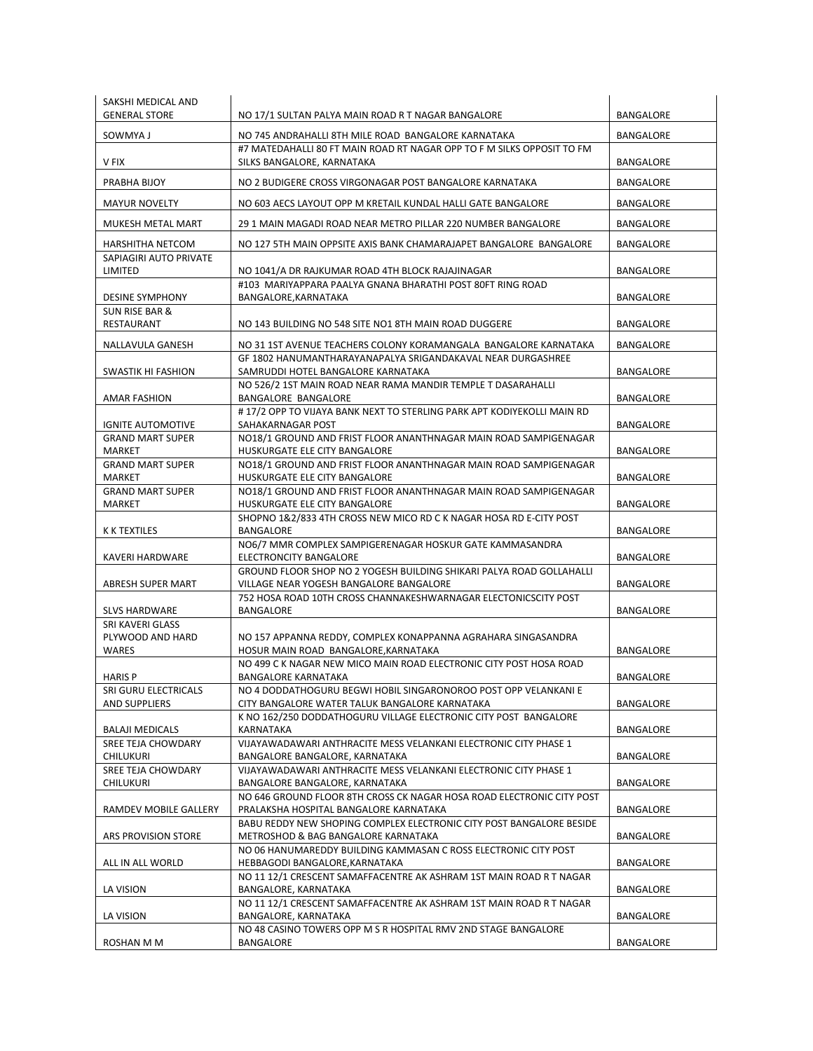| SAKSHI MEDICAL AND GENERAL STORE | NO 17/1 SULTAN PALYA MAIN ROAD R T NAGAR BANGALORE | BANGALORE |
|---|---|---|
| SOWMYA J | NO 745 ANDRAHALLI 8TH MILE ROAD BANGALORE KARNATAKA | BANGALORE |
| V FIX | #7 MATEDAHALLI 80 FT MAIN ROAD RT NAGAR OPP TO F M SILKS OPPOSIT TO FM SILKS BANGALORE, KARNATAKA | BANGALORE |
| PRABHA BIJOY | NO 2 BUDIGERE CROSS VIRGONAGAR POST BANGALORE KARNATAKA | BANGALORE |
| MAYUR NOVELTY | NO 603 AECS LAYOUT OPP M KRETAIL KUNDAL HALLI GATE BANGALORE | BANGALORE |
| MUKESH METAL MART | 29 1 MAIN MAGADI ROAD NEAR METRO PILLAR 220 NUMBER BANGALORE | BANGALORE |
| HARSHITHA NETCOM | NO 127 5TH MAIN OPPSITE AXIS BANK CHAMARAJAPET BANGALORE BANGALORE | BANGALORE |
| SAPIAGIRI AUTO PRIVATE LIMITED | NO 1041/A DR RAJKUMAR ROAD 4TH BLOCK RAJAJINAGAR | BANGALORE |
| DESINE SYMPHONY | #103 MARIYAPPARA PAALYA GNANA BHARATHI POST 80FT RING ROAD BANGALORE,KARNATAKA | BANGALORE |
| SUN RISE BAR & RESTAURANT | NO 143 BUILDING NO 548 SITE NO1 8TH MAIN ROAD DUGGERE | BANGALORE |
| NALLAVULA GANESH | NO 31 1ST AVENUE TEACHERS COLONY KORAMANGALA BANGALORE KARNATAKA | BANGALORE |
| SWASTIK HI FASHION | GF 1802 HANUMANTHARAYANAPALYA SRIGANDAKAVAL NEAR DURGASHREE SAMRUDDI HOTEL BANGALORE KARNATAKA | BANGALORE |
| AMAR FASHION | NO 526/2 1ST MAIN ROAD NEAR RAMA MANDIR TEMPLE T DASARAHALLI BANGALORE BANGALORE | BANGALORE |
| IGNITE AUTOMOTIVE | # 17/2 OPP TO VIJAYA BANK NEXT TO STERLING PARK APT KODIYEKOLLI MAIN RD SAHAKARNAGAR POST | BANGALORE |
| GRAND MART SUPER MARKET | NO18/1 GROUND AND FRIST FLOOR ANANTHNAGAR MAIN ROAD SAMPIGENAGAR HUSKURGATE ELE CITY BANGALORE | BANGALORE |
| GRAND MART SUPER MARKET | NO18/1 GROUND AND FRIST FLOOR ANANTHNAGAR MAIN ROAD SAMPIGENAGAR HUSKURGATE ELE CITY BANGALORE | BANGALORE |
| GRAND MART SUPER MARKET | NO18/1 GROUND AND FRIST FLOOR ANANTHNAGAR MAIN ROAD SAMPIGENAGAR HUSKURGATE ELE CITY BANGALORE | BANGALORE |
| K K TEXTILES | SHOPNO 1&2/833 4TH CROSS NEW MICO RD C K NAGAR HOSA RD E-CITY POST BANGALORE | BANGALORE |
| KAVERI HARDWARE | NO6/7 MMR COMPLEX SAMPIGERENAGAR HOSKUR GATE KAMMASANDRA ELECTRONCITY BANGALORE | BANGALORE |
| ABRESH SUPER MART | GROUND FLOOR SHOP NO 2 YOGESH BUILDING SHIKARI PALYA ROAD GOLLAHALLI VILLAGE NEAR YOGESH BANGALORE BANGALORE | BANGALORE |
| SLVS HARDWARE | 752 HOSA ROAD 10TH CROSS CHANNAKESHWARNAGAR ELECTONICSCITY POST BANGALORE | BANGALORE |
| SRI KAVERI GLASS PLYWOOD AND HARD WARES | NO 157 APPANNA REDDY, COMPLEX KONAPPANNA AGRAHARA SINGASANDRA HOSUR MAIN ROAD BANGALORE,KARNATAKA | BANGALORE |
| HARIS P | NO 499 C K NAGAR NEW MICO MAIN ROAD ELECTRONIC CITY POST HOSA ROAD BANGALORE KARNATAKA | BANGALORE |
| SRI GURU ELECTRICALS AND SUPPLIERS | NO 4 DODDATHOGURU BEGWI HOBIL SINGARONOROO POST OPP VELANKANI E CITY BANGALORE WATER TALUK BANGALORE KARNATAKA | BANGALORE |
| BALAJI MEDICALS | K NO 162/250 DODDATHOGURU VILLAGE ELECTRONIC CITY POST BANGALORE KARNATAKA | BANGALORE |
| SREE TEJA CHOWDARY CHILUKURI | VIJAYAWADAWARI ANTHRACITE MESS VELANKANI ELECTRONIC CITY PHASE 1 BANGALORE BANGALORE, KARNATAKA | BANGALORE |
| SREE TEJA CHOWDARY CHILUKURI | VIJAYAWADAWARI ANTHRACITE MESS VELANKANI ELECTRONIC CITY PHASE 1 BANGALORE BANGALORE, KARNATAKA | BANGALORE |
| RAMDEV MOBILE GALLERY | NO 646 GROUND FLOOR 8TH CROSS CK NAGAR HOSA ROAD ELECTRONIC CITY POST PRALAKSHA HOSPITAL BANGALORE KARNATAKA | BANGALORE |
| ARS PROVISION STORE | BABU REDDY NEW SHOPING COMPLEX ELECTRONIC CITY POST BANGALORE BESIDE METROSHOD & BAG BANGALORE KARNATAKA | BANGALORE |
| ALL IN ALL WORLD | NO 06 HANUMAREDDY BUILDING KAMMASAN C ROSS ELECTRONIC CITY POST HEBBAGODI BANGALORE,KARNATAKA | BANGALORE |
| LA VISION | NO 11 12/1 CRESCENT SAMAFFACENTRE AK ASHRAM 1ST MAIN ROAD R T NAGAR BANGALORE, KARNATAKA | BANGALORE |
| LA VISION | NO 11 12/1 CRESCENT SAMAFFACENTRE AK ASHRAM 1ST MAIN ROAD R T NAGAR BANGALORE, KARNATAKA | BANGALORE |
| ROSHAN M M | NO 48 CASINO TOWERS OPP M S R HOSPITAL RMV 2ND STAGE BANGALORE BANGALORE | BANGALORE |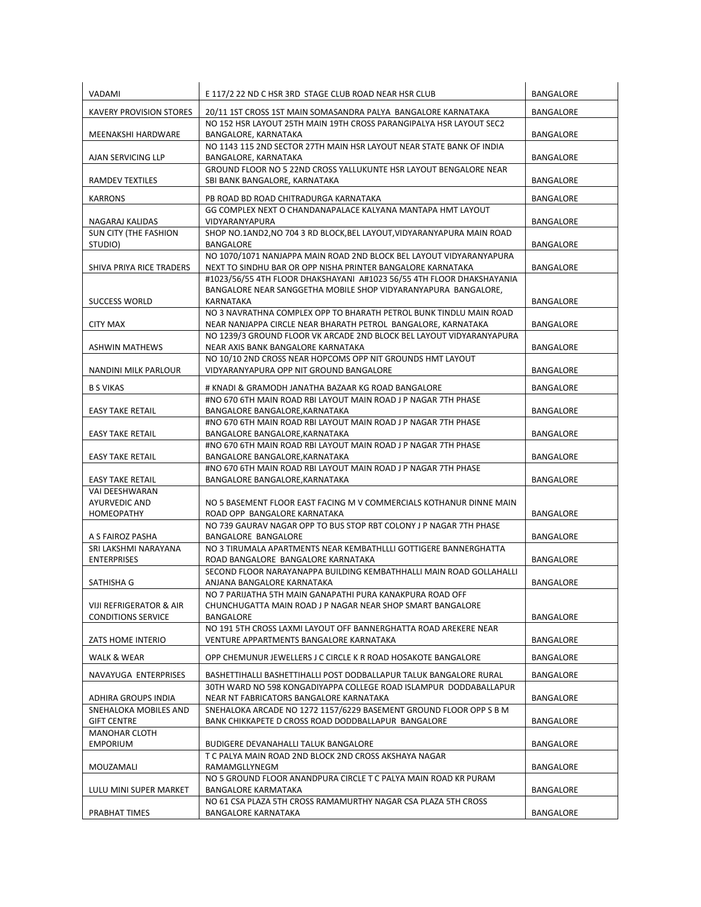| VADAMI | E 117/2 22 ND C HSR 3RD STAGE CLUB ROAD NEAR HSR CLUB | BANGALORE |
|---|---|---|
| KAVERY PROVISION STORES | 20/11 1ST CROSS 1ST MAIN SOMASANDRA PALYA BANGALORE KARNATAKA | BANGALORE |
| MEENAKSHI HARDWARE | NO 152 HSR LAYOUT 25TH MAIN 19TH CROSS PARANGIPALYA HSR LAYOUT SEC2 BANGALORE, KARNATAKA | BANGALORE |
| AJAN SERVICING LLP | NO 1143 115 2ND SECTOR 27TH MAIN HSR LAYOUT NEAR STATE BANK OF INDIA BANGALORE, KARNATAKA | BANGALORE |
| RAMDEV TEXTILES | GROUND FLOOR NO 5 22ND CROSS YALLUKUNTE HSR LAYOUT BENGALORE NEAR SBI BANK BANGALORE, KARNATAKA | BANGALORE |
| KARRONS | PB ROAD BD ROAD CHITRADURGA KARNATAKA | BANGALORE |
| NAGARAJ KALIDAS | GG COMPLEX NEXT O CHANDANAPALACE KALYANA MANTAPA HMT LAYOUT VIDYARANYAPURA | BANGALORE |
| SUN CITY (THE FASHION STUDIO) | SHOP NO.1AND2,NO 704 3 RD BLOCK,BEL LAYOUT,VIDYARANYAPURA MAIN ROAD BANGALORE | BANGALORE |
| SHIVA PRIYA RICE TRADERS | NO 1070/1071 NANJAPPA MAIN ROAD 2ND BLOCK BEL LAYOUT VIDYARANYAPURA NEXT TO SINDHU BAR OR OPP NISHA PRINTER BANGALORE KARNATAKA | BANGALORE |
| SUCCESS WORLD | #1023/56/55 4TH FLOOR DHAKSHAYANI A#1023 56/55 4TH FLOOR DHAKSHAYANIA BANGALORE NEAR SANGGETHA MOBILE SHOP VIDYARANYAPURA BANGALORE, KARNATAKA | BANGALORE |
| CITY MAX | NO 3 NAVRATHNA COMPLEX OPP TO BHARATH PETROL BUNK TINDLU MAIN ROAD NEAR NANJAPPA CIRCLE NEAR BHARATH PETROL BANGALORE, KARNATAKA | BANGALORE |
| ASHWIN MATHEWS | NO 1239/3 GROUND FLOOR VK ARCADE 2ND BLOCK BEL LAYOUT VIDYARANYAPURA NEAR AXIS BANK BANGALORE KARNATAKA | BANGALORE |
| NANDINI MILK PARLOUR | NO 10/10 2ND CROSS NEAR HOPCOMS OPP NIT GROUNDS HMT LAYOUT VIDYARANYAPURA OPP NIT GROUND BANGALORE | BANGALORE |
| B S VIKAS | # KNADI & GRAMODH JANATHA BAZAAR KG ROAD BANGALORE | BANGALORE |
| EASY TAKE RETAIL | #NO 670 6TH MAIN ROAD RBI LAYOUT MAIN ROAD J P NAGAR 7TH PHASE BANGALORE BANGALORE,KARNATAKA | BANGALORE |
| EASY TAKE RETAIL | #NO 670 6TH MAIN ROAD RBI LAYOUT MAIN ROAD J P NAGAR 7TH PHASE BANGALORE BANGALORE,KARNATAKA | BANGALORE |
| EASY TAKE RETAIL | #NO 670 6TH MAIN ROAD RBI LAYOUT MAIN ROAD J P NAGAR 7TH PHASE BANGALORE BANGALORE,KARNATAKA | BANGALORE |
| EASY TAKE RETAIL | #NO 670 6TH MAIN ROAD RBI LAYOUT MAIN ROAD J P NAGAR 7TH PHASE BANGALORE BANGALORE,KARNATAKA | BANGALORE |
| VAI DEESHWARAN AYURVEDIC AND HOMEOPATHY | NO 5 BASEMENT FLOOR EAST FACING M V COMMERCIALS KOTHANUR DINNE MAIN ROAD OPP BANGALORE KARNATAKA | BANGALORE |
| A S FAIROZ PASHA | NO 739 GAURAV NAGAR OPP TO BUS STOP RBT COLONY J P NAGAR 7TH PHASE BANGALORE BANGALORE | BANGALORE |
| SRI LAKSHMI NARAYANA ENTERPRISES | NO 3 TIRUMALA APARTMENTS NEAR KEMBATHLLLI GOTTIGERE BANNERGHATTA ROAD BANGALORE BANGALORE KARNATAKA | BANGALORE |
| SATHISHA G | SECOND FLOOR NARAYANAPPA BUILDING KEMBATHHALLI MAIN ROAD GOLLAHALLI ANJANA BANGALORE KARNATAKA | BANGALORE |
| VIJI REFRIGERATOR & AIR CONDITIONS SERVICE | NO 7 PARIJATHA 5TH MAIN GANAPATHI PURA KANAKPURA ROAD OFF CHUNCHUGATTA MAIN ROAD J P NAGAR NEAR SHOP SMART BANGALORE BANGALORE | BANGALORE |
| ZATS HOME INTERIO | NO 191 5TH CROSS LAXMI LAYOUT OFF BANNERGHATTA ROAD AREKERE NEAR VENTURE APPARTMENTS BANGALORE KARNATAKA | BANGALORE |
| WALK & WEAR | OPP CHEMUNUR JEWELLERS J C CIRCLE K R ROAD HOSAKOTE BANGALORE | BANGALORE |
| NAVAYUGA ENTERPRISES | BASHETTIHALLI BASHETTIHALLI POST DODBALLAPUR TALUK BANGALORE RURAL | BANGALORE |
| ADHIRA GROUPS INDIA | 30TH WARD NO 598 KONGADIYAPPA COLLEGE ROAD ISLAMPUR DODDABALLAPUR NEAR NT FABRICATORS BANGALORE KARNATAKA | BANGALORE |
| SNEHALOKA MOBILES AND GIFT CENTRE | SNEHALOKA ARCADE NO 1272 1157/6229 BASEMENT GROUND FLOOR OPP S B M BANK CHIKKAPETE D CROSS ROAD DODDBALLAPUR BANGALORE | BANGALORE |
| MANOHAR CLOTH EMPORIUM | BUDIGERE DEVANAHALLI TALUK BANGALORE | BANGALORE |
| MOUZAMALI | T C PALYA MAIN ROAD 2ND BLOCK 2ND CROSS AKSHAYA NAGAR RAMAMGLLYNEGM | BANGALORE |
| LULU MINI SUPER MARKET | NO 5 GROUND FLOOR ANANDPURA CIRCLE T C PALYA MAIN ROAD KR PURAM BANGALORE KARMATAKA | BANGALORE |
| PRABHAT TIMES | NO 61 CSA PLAZA 5TH CROSS RAMAMURTHY NAGAR CSA PLAZA 5TH CROSS BANGALORE KARNATAKA | BANGALORE |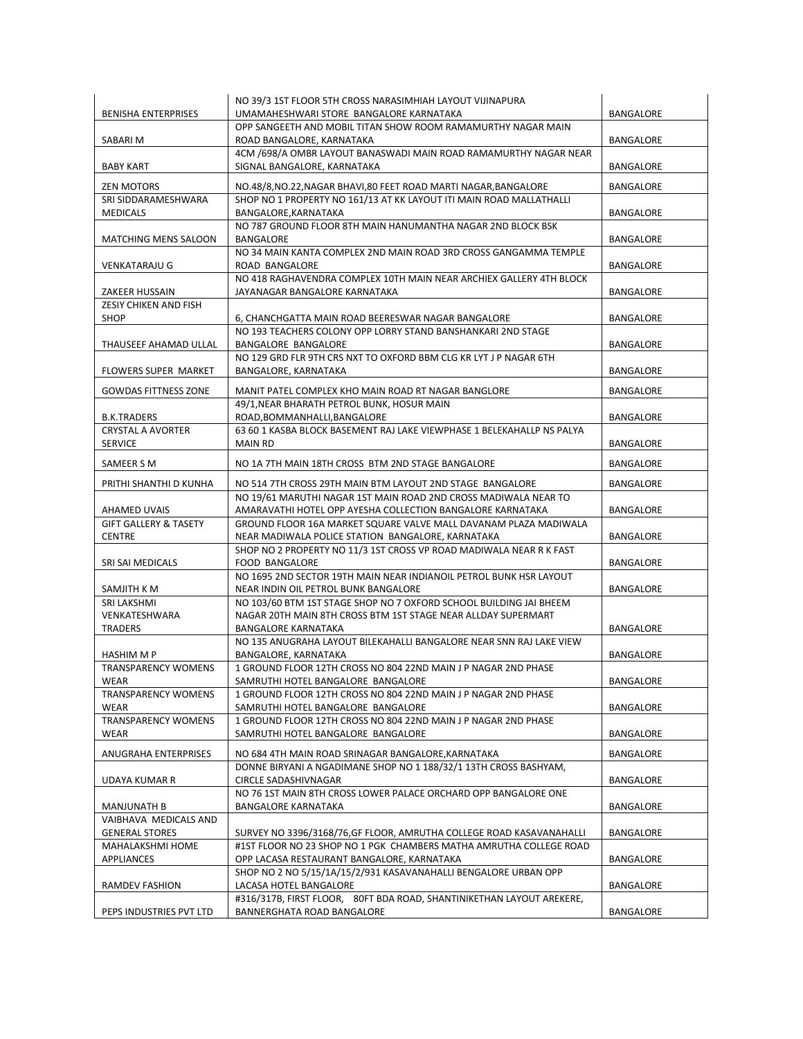| BENISHA ENTERPRISES | NO 39/3 1ST FLOOR 5TH CROSS NARASIMHIAH LAYOUT VIJINAPURA UMAMAHESHWARI STORE BANGALORE KARNATAKA | BANGALORE |
|---|---|---|
| SABARI M | OPP SANGEETH AND MOBIL TITAN SHOW ROOM RAMAMURTHY NAGAR MAIN ROAD BANGALORE, KARNATAKA | BANGALORE |
| BABY KART | 4CM /698/A OMBR LAYOUT BANASWADI MAIN ROAD RAMAMURTHY NAGAR NEAR SIGNAL BANGALORE, KARNATAKA | BANGALORE |
| ZEN MOTORS | NO.48/8,NO.22,NAGAR BHAVI,80 FEET ROAD MARTI NAGAR,BANGALORE | BANGALORE |
| SRI SIDDARAMESHWARA MEDICALS | SHOP NO 1 PROPERTY NO 161/13 AT KK LAYOUT ITI MAIN ROAD MALLATHALLI BANGALORE,KARNATAKA | BANGALORE |
| MATCHING MENS SALOON | NO 787 GROUND FLOOR 8TH MAIN HANUMANTHA NAGAR 2ND BLOCK BSK BANGALORE | BANGALORE |
| VENKATARAJU G | NO 34 MAIN KANTA COMPLEX 2ND MAIN ROAD 3RD CROSS GANGAMMA TEMPLE ROAD BANGALORE | BANGALORE |
| ZAKEER HUSSAIN | NO 418 RAGHAVENDRA COMPLEX 10TH MAIN NEAR ARCHIEX GALLERY 4TH BLOCK JAYANAGAR BANGALORE KARNATAKA | BANGALORE |
| ZESIY CHIKEN AND FISH SHOP | 6, CHANCHGATTA MAIN ROAD BEERESWAR NAGAR BANGALORE | BANGALORE |
| THAUSEEF AHAMAD ULLAL | NO 193 TEACHERS COLONY OPP LORRY STAND BANSHANKARI 2ND STAGE BANGALORE BANGALORE | BANGALORE |
| FLOWERS SUPER MARKET | NO 129 GRD FLR 9TH CRS NXT TO OXFORD BBM CLG KR LYT J P NAGAR 6TH BANGALORE, KARNATAKA | BANGALORE |
| GOWDAS FITTNESS ZONE | MANIT PATEL COMPLEX KHO MAIN ROAD RT NAGAR BANGLORE | BANGALORE |
| B.K.TRADERS | 49/1,NEAR BHARATH PETROL BUNK, HOSUR MAIN ROAD,BOMMANHALLI,BANGALORE | BANGALORE |
| CRYSTAL A AVORTER SERVICE | 63 60 1 KASBA BLOCK BASEMENT RAJ LAKE VIEWPHASE 1 BELEKAHALLP NS PALYA MAIN RD | BANGALORE |
| SAMEER S M | NO 1A 7TH MAIN 18TH CROSS BTM 2ND STAGE BANGALORE | BANGALORE |
| PRITHI SHANTHI D KUNHA | NO 514 7TH CROSS 29TH MAIN BTM LAYOUT 2ND STAGE BANGALORE | BANGALORE |
| AHAMED UVAIS | NO 19/61 MARUTHI NAGAR 1ST MAIN ROAD 2ND CROSS MADIWALA NEAR TO AMARAVATHI HOTEL OPP AYESHA COLLECTION BANGALORE KARNATAKA | BANGALORE |
| GIFT GALLERY & TASETY CENTRE | GROUND FLOOR 16A MARKET SQUARE VALVE MALL DAVANAM PLAZA MADIWALA NEAR MADIWALA POLICE STATION BANGALORE, KARNATAKA | BANGALORE |
| SRI SAI MEDICALS | SHOP NO 2 PROPERTY NO 11/3 1ST CROSS VP ROAD MADIWALA NEAR R K FAST FOOD BANGALORE | BANGALORE |
| SAMJITH K M | NO 1695 2ND SECTOR 19TH MAIN NEAR INDIANOIL PETROL BUNK HSR LAYOUT NEAR INDIN OIL PETROL BUNK BANGALORE | BANGALORE |
| SRI LAKSHMI VENKATESHWARA TRADERS | NO 103/60 BTM 1ST STAGE SHOP NO 7 OXFORD SCHOOL BUILDING JAI BHEEM NAGAR 20TH MAIN 8TH CROSS BTM 1ST STAGE NEAR ALLDAY SUPERMART BANGALORE KARNATAKA | BANGALORE |
| HASHIM M P | NO 135 ANUGRAHA LAYOUT BILEKAHALLI BANGALORE NEAR SNN RAJ LAKE VIEW BANGALORE, KARNATAKA | BANGALORE |
| TRANSPARENCY WOMENS WEAR | 1 GROUND FLOOR 12TH CROSS NO 804 22ND MAIN J P NAGAR 2ND PHASE SAMRUTHI HOTEL BANGALORE BANGALORE | BANGALORE |
| TRANSPARENCY WOMENS WEAR | 1 GROUND FLOOR 12TH CROSS NO 804 22ND MAIN J P NAGAR 2ND PHASE SAMRUTHI HOTEL BANGALORE BANGALORE | BANGALORE |
| TRANSPARENCY WOMENS WEAR | 1 GROUND FLOOR 12TH CROSS NO 804 22ND MAIN J P NAGAR 2ND PHASE SAMRUTHI HOTEL BANGALORE BANGALORE | BANGALORE |
| ANUGRAHA ENTERPRISES | NO 684 4TH MAIN ROAD SRINAGAR BANGALORE,KARNATAKA | BANGALORE |
| UDAYA KUMAR R | DONNE BIRYANI A NGADIMANE SHOP NO 1 188/32/1 13TH CROSS BASHYAM, CIRCLE SADASHIVNAGAR | BANGALORE |
| MANJUNATH B | NO 76 1ST MAIN 8TH CROSS LOWER PALACE ORCHARD OPP BANGALORE ONE BANGALORE KARNATAKA | BANGALORE |
| VAIBHAVA MEDICALS AND GENERAL STORES | SURVEY NO 3396/3168/76,GF FLOOR, AMRUTHA COLLEGE ROAD KASAVANAHALLI | BANGALORE |
| MAHALAKSHMI HOME APPLIANCES | #1ST FLOOR NO 23 SHOP NO 1 PGK CHAMBERS MATHA AMRUTHA COLLEGE ROAD OPP LACASA RESTAURANT BANGALORE, KARNATAKA | BANGALORE |
| RAMDEV FASHION | SHOP NO 2 NO 5/15/1A/15/2/931 KASAVANAHALLI BENGALORE URBAN OPP LACASA HOTEL BANGALORE | BANGALORE |
| PEPS INDUSTRIES PVT LTD | #316/317B, FIRST FLOOR, 80FT BDA ROAD, SHANTINIKETHAN LAYOUT AREKERE, BANNERGHATA ROAD BANGALORE | BANGALORE |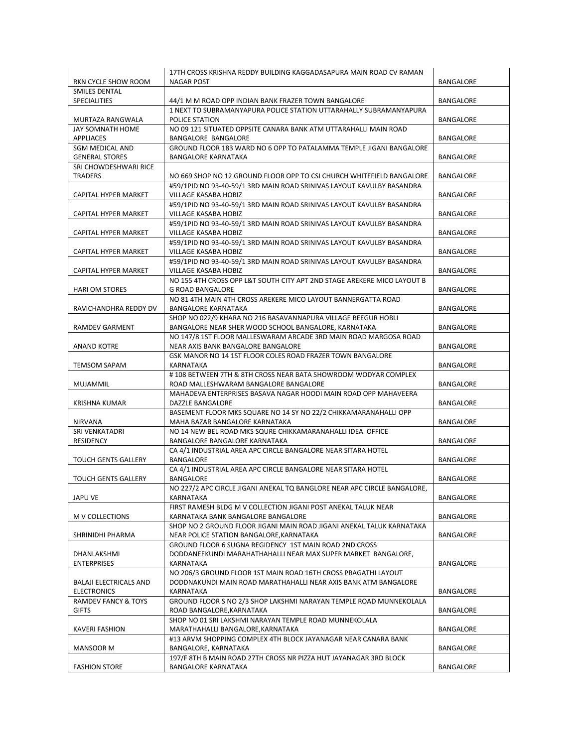| | | |
|---|---|---|
| RKN CYCLE SHOW ROOM | 17TH CROSS KRISHNA REDDY BUILDING KAGGADASAPURA MAIN ROAD CV RAMAN NAGAR POST | BANGALORE |
| SMILES DENTAL SPECIALITIES | 44/1 M M ROAD OPP INDIAN BANK FRAZER TOWN BANGALORE | BANGALORE |
| MURTAZA RANGWALA | 1 NEXT TO SUBRAMANYAPURA POLICE STATION UTTARAHALLY SUBRAMANYAPURA POLICE STATION | BANGALORE |
| JAY SOMNATH HOME APPLIACES | NO 09 121 SITUATED OPPSITE CANARA BANK ATM UTTARAHALLI MAIN ROAD BANGALORE BANGALORE | BANGALORE |
| SGM MEDICAL AND GENERAL STORES | GROUND FLOOR 183 WARD NO 6 OPP TO PATALAMMA TEMPLE JIGANI BANGALORE BANGALORE KARNATAKA | BANGALORE |
| SRI CHOWDESHWARI RICE TRADERS | NO 669 SHOP NO 12 GROUND FLOOR OPP TO CSI CHURCH WHITEFIELD BANGALORE | BANGALORE |
| CAPITAL HYPER MARKET | #59/1PID NO 93-40-59/1 3RD MAIN ROAD SRINIVAS LAYOUT KAVULBY BASANDRA VILLAGE KASABA HOBIZ | BANGALORE |
| CAPITAL HYPER MARKET | #59/1PID NO 93-40-59/1 3RD MAIN ROAD SRINIVAS LAYOUT KAVULBY BASANDRA VILLAGE KASABA HOBIZ | BANGALORE |
| CAPITAL HYPER MARKET | #59/1PID NO 93-40-59/1 3RD MAIN ROAD SRINIVAS LAYOUT KAVULBY BASANDRA VILLAGE KASABA HOBIZ | BANGALORE |
| CAPITAL HYPER MARKET | #59/1PID NO 93-40-59/1 3RD MAIN ROAD SRINIVAS LAYOUT KAVULBY BASANDRA VILLAGE KASABA HOBIZ | BANGALORE |
| CAPITAL HYPER MARKET | #59/1PID NO 93-40-59/1 3RD MAIN ROAD SRINIVAS LAYOUT KAVULBY BASANDRA VILLAGE KASABA HOBIZ | BANGALORE |
| HARI OM STORES | NO 155 4TH CROSS OPP L&T SOUTH CITY APT 2ND STAGE AREKERE MICO LAYOUT B G ROAD BANGALORE | BANGALORE |
| RAVICHANDHRA REDDY DV | NO 81 4TH MAIN 4TH CROSS AREKERE MICO LAYOUT BANNERGATTA ROAD BANGALORE KARNATAKA | BANGALORE |
| RAMDEV GARMENT | SHOP NO 022/9 KHARA NO 216 BASAVANNAPURA VILLAGE BEEGUR HOBLI BANGALORE NEAR SHER WOOD SCHOOL BANGALORE, KARNATAKA | BANGALORE |
| ANAND KOTRE | NO 147/8 1ST FLOOR MALLESWARAM ARCADE 3RD MAIN ROAD MARGOSA ROAD NEAR AXIS BANK BANGALORE BANGALORE | BANGALORE |
| TEMSOM SAPAM | GSK MANOR NO 14 1ST FLOOR COLES ROAD FRAZER TOWN BANGALORE KARNATAKA | BANGALORE |
| MUJAMMIL | # 108 BETWEEN 7TH & 8TH CROSS NEAR BATA SHOWROOM WODYAR COMPLEX ROAD MALLESHWARAM BANGALORE BANGALORE | BANGALORE |
| KRISHNA KUMAR | MAHADEVA ENTERPRISES BASAVA NAGAR HOODI MAIN ROAD OPP MAHAVEERA DAZZLE BANGALORE | BANGALORE |
| NIRVANA | BASEMENT FLOOR MKS SQUARE NO 14 SY NO 22/2 CHIKKAMARANAHALLI OPP MAHA BAZAR BANGALORE KARNATAKA | BANGALORE |
| SRI VENKATADRI RESIDENCY | NO 14 NEW BEL ROAD MKS SQURE CHIKKAMARANAHALLI IDEA OFFICE BANGALORE BANGALORE KARNATAKA | BANGALORE |
| TOUCH GENTS GALLERY | CA 4/1 INDUSTRIAL AREA APC CIRCLE BANGALORE NEAR SITARA HOTEL BANGALORE | BANGALORE |
| TOUCH GENTS GALLERY | CA 4/1 INDUSTRIAL AREA APC CIRCLE BANGALORE NEAR SITARA HOTEL BANGALORE | BANGALORE |
| JAPU VE | NO 227/2 APC CIRCLE JIGANI ANEKAL TQ BANGLORE NEAR APC CIRCLE BANGALORE, KARNATAKA | BANGALORE |
| M V COLLECTIONS | FIRST RAMESH BLDG M V COLLECTION JIGANI POST ANEKAL TALUK NEAR KARNATAKA BANK BANGALORE BANGALORE | BANGALORE |
| SHRINIDHI PHARMA | SHOP NO 2 GROUND FLOOR JIGANI MAIN ROAD JIGANI ANEKAL TALUK KARNATAKA NEAR POLICE STATION BANGALORE,KARNATAKA | BANGALORE |
| DHANLAKSHMI ENTERPRISES | GROUND FLOOR 6 SUGNA REGIDENCY 1ST MAIN ROAD 2ND CROSS DODDANEEKUNDI MARAHATHAHALLI NEAR MAX SUPER MARKET BANGALORE, KARNATAKA | BANGALORE |
| BALAJI ELECTRICALS AND ELECTRONICS | NO 206/3 GROUND FLOOR 1ST MAIN ROAD 16TH CROSS PRAGATHI LAYOUT DODDNAKUNDI MAIN ROAD MARATHAHALLI NEAR AXIS BANK ATM BANGALORE KARNATAKA | BANGALORE |
| RAMDEV FANCY & TOYS GIFTS | GROUND FLOOR S NO 2/3 SHOP LAKSHMI NARAYAN TEMPLE ROAD MUNNEKOLALA ROAD BANGALORE,KARNATAKA | BANGALORE |
| KAVERI FASHION | SHOP NO 01 SRI LAKSHMI NARAYAN TEMPLE ROAD MUNNEKOLALA MARATHAHALLI BANGALORE,KARNATAKA | BANGALORE |
| MANSOOR M | #13 ARVM SHOPPING COMPLEX 4TH BLOCK JAYANAGAR NEAR CANARA BANK BANGALORE, KARNATAKA | BANGALORE |
| FASHION STORE | 197/F 8TH B MAIN ROAD 27TH CROSS NR PIZZA HUT JAYANAGAR 3RD BLOCK BANGALORE KARNATAKA | BANGALORE |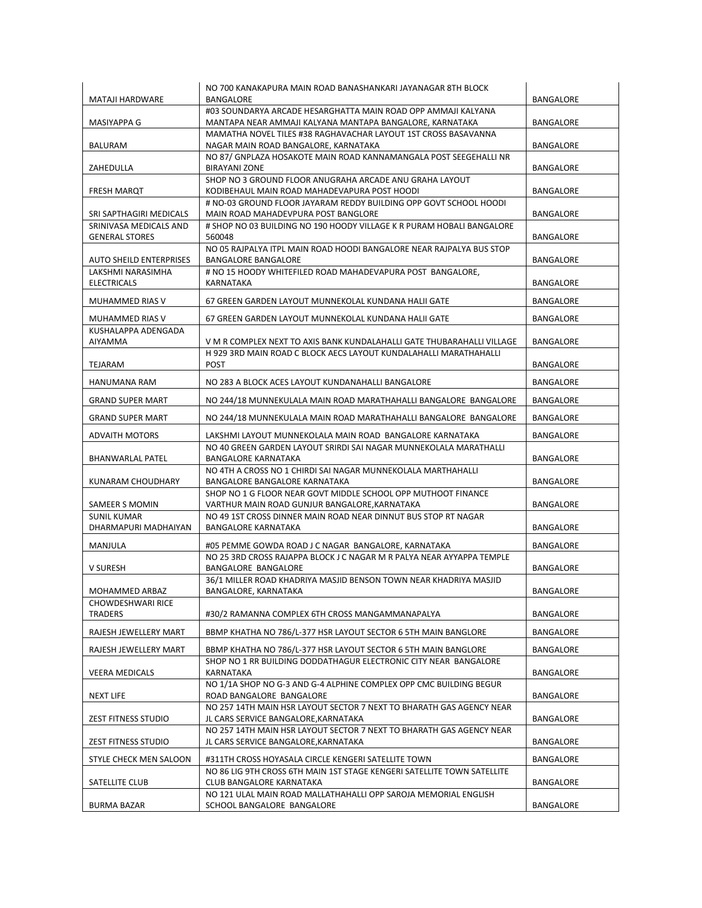| | | |
|---|---|---|
| MATAJI HARDWARE | NO 700 KANAKAPURA MAIN ROAD BANASHANKARI JAYANAGAR 8TH BLOCK BANGALORE | BANGALORE |
| MASIYAPPA G | #03 SOUNDARYA ARCADE HESARGHATTA MAIN ROAD OPP AMMAJI KALYANA MANTAPA NEAR AMMAJI KALYANA MANTAPA BANGALORE, KARNATAKA | BANGALORE |
| BALURAM | MAMATHA NOVEL TILES #38 RAGHAVACHAR LAYOUT 1ST CROSS BASAVANNA NAGAR MAIN ROAD BANGALORE, KARNATAKA | BANGALORE |
| ZAHEDULLA | NO 87/ GNPLAZA HOSAKOTE MAIN ROAD KANNAMANGALA POST SEEGEHALLI NR BIRAYANI ZONE | BANGALORE |
| FRESH MARQT | SHOP NO 3 GROUND FLOOR ANUGRAHA ARCADE ANU GRAHA LAYOUT KODIBEHAUL MAIN ROAD MAHADEVAPURA POST HOODI | BANGALORE |
| SRI SAPTHAGIRI MEDICALS | # NO-03 GROUND FLOOR JAYARAM REDDY BUILDING OPP GOVT SCHOOL HOODI MAIN ROAD MAHADEVPURA POST BANGLORE | BANGALORE |
| SRINIVASA MEDICALS AND GENERAL STORES | # SHOP NO 03 BUILDING NO 190 HOODY VILLAGE K R PURAM HOBALI BANGALORE 560048 | BANGALORE |
| AUTO SHEILD ENTERPRISES | NO 05 RAJPALYA ITPL MAIN ROAD HOODI BANGALORE NEAR RAJPALYA BUS STOP BANGALORE BANGALORE | BANGALORE |
| LAKSHMI NARASIMHA ELECTRICALS | # NO 15 HOODY WHITEFILED ROAD MAHADEVAPURA POST BANGALORE, KARNATAKA | BANGALORE |
| MUHAMMED RIAS V | 67 GREEN GARDEN LAYOUT MUNNEKOLAL KUNDANA HALII GATE | BANGALORE |
| MUHAMMED RIAS V | 67 GREEN GARDEN LAYOUT MUNNEKOLAL KUNDANA HALII GATE | BANGALORE |
| KUSHALAPPA ADENGADA AIYAMMA | V M R COMPLEX NEXT TO AXIS BANK KUNDALAHALLI GATE THUBARAHALLI VILLAGE | BANGALORE |
| TEJARAM | H 929 3RD MAIN ROAD C BLOCK AECS LAYOUT KUNDALAHALLI MARATHAHALLI POST | BANGALORE |
| HANUMANA RAM | NO 283 A BLOCK ACES LAYOUT KUNDANAHALLI BANGALORE | BANGALORE |
| GRAND SUPER MART | NO 244/18 MUNNEKULALA MAIN ROAD MARATHAHALLI BANGALORE BANGALORE | BANGALORE |
| GRAND SUPER MART | NO 244/18 MUNNEKULALA MAIN ROAD MARATHAHALLI BANGALORE BANGALORE | BANGALORE |
| ADVAITH MOTORS | LAKSHMI LAYOUT MUNNEKOLALA MAIN ROAD BANGALORE KARNATAKA | BANGALORE |
| BHANWARLAL PATEL | NO 40 GREEN GARDEN LAYOUT SRIRDI SAI NAGAR MUNNEKOLALA MARATHALLI BANGALORE KARNATAKA | BANGALORE |
| KUNARAM CHOUDHARY | NO 4TH A CROSS NO 1 CHIRDI SAI NAGAR MUNNEKOLALA MARTHAHALLI BANGALORE BANGALORE KARNATAKA | BANGALORE |
| SAMEER S MOMIN | SHOP NO 1 G FLOOR NEAR GOVT MIDDLE SCHOOL OPP MUTHOOT FINANCE VARTHUR MAIN ROAD GUNJUR BANGALORE,KARNATAKA | BANGALORE |
| SUNIL KUMAR DHARMAPURI MADHAIYAN | NO 49 1ST CROSS DINNER MAIN ROAD NEAR DINNUT BUS STOP RT NAGAR BANGALORE KARNATAKA | BANGALORE |
| MANJULA | #05 PEMME GOWDA ROAD J C NAGAR BANGALORE, KARNATAKA | BANGALORE |
| V SURESH | NO 25 3RD CROSS RAJAPPA BLOCK J C NAGAR M R PALYA NEAR AYYAPPA TEMPLE BANGALORE BANGALORE | BANGALORE |
| MOHAMMED ARBAZ | 36/1 MILLER ROAD KHADRIYA MASJID BENSON TOWN NEAR KHADRIYA MASJID BANGALORE, KARNATAKA | BANGALORE |
| CHOWDESHWARI RICE TRADERS | #30/2 RAMANNA COMPLEX 6TH CROSS MANGAMMANAPALYA | BANGALORE |
| RAJESH JEWELLERY MART | BBMP KHATHA NO 786/L-377 HSR LAYOUT SECTOR 6 5TH MAIN BANGLORE | BANGALORE |
| RAJESH JEWELLERY MART | BBMP KHATHA NO 786/L-377 HSR LAYOUT SECTOR 6 5TH MAIN BANGLORE | BANGALORE |
| VEERA MEDICALS | SHOP NO 1 RR BUILDING DODDATHAGUR ELECTRONIC CITY NEAR BANGALORE KARNATAKA | BANGALORE |
| NEXT LIFE | NO 1/1A SHOP NO G-3 AND G-4 ALPHINE COMPLEX OPP CMC BUILDING BEGUR ROAD BANGALORE BANGALORE | BANGALORE |
| ZEST FITNESS STUDIO | NO 257 14TH MAIN HSR LAYOUT SECTOR 7 NEXT TO BHARATH GAS AGENCY NEAR JL CARS SERVICE BANGALORE,KARNATAKA | BANGALORE |
| ZEST FITNESS STUDIO | NO 257 14TH MAIN HSR LAYOUT SECTOR 7 NEXT TO BHARATH GAS AGENCY NEAR JL CARS SERVICE BANGALORE,KARNATAKA | BANGALORE |
| STYLE CHECK MEN SALOON | #311TH CROSS HOYASALA CIRCLE KENGERI SATELLITE TOWN | BANGALORE |
| SATELLITE CLUB | NO 86 LIG 9TH CROSS 6TH MAIN 1ST STAGE KENGERI SATELLITE TOWN SATELLITE CLUB BANGALORE KARNATAKA | BANGALORE |
| BURMA BAZAR | NO 121 ULAL MAIN ROAD MALLATHAHALLI OPP SAROJA MEMORIAL ENGLISH SCHOOL BANGALORE BANGALORE | BANGALORE |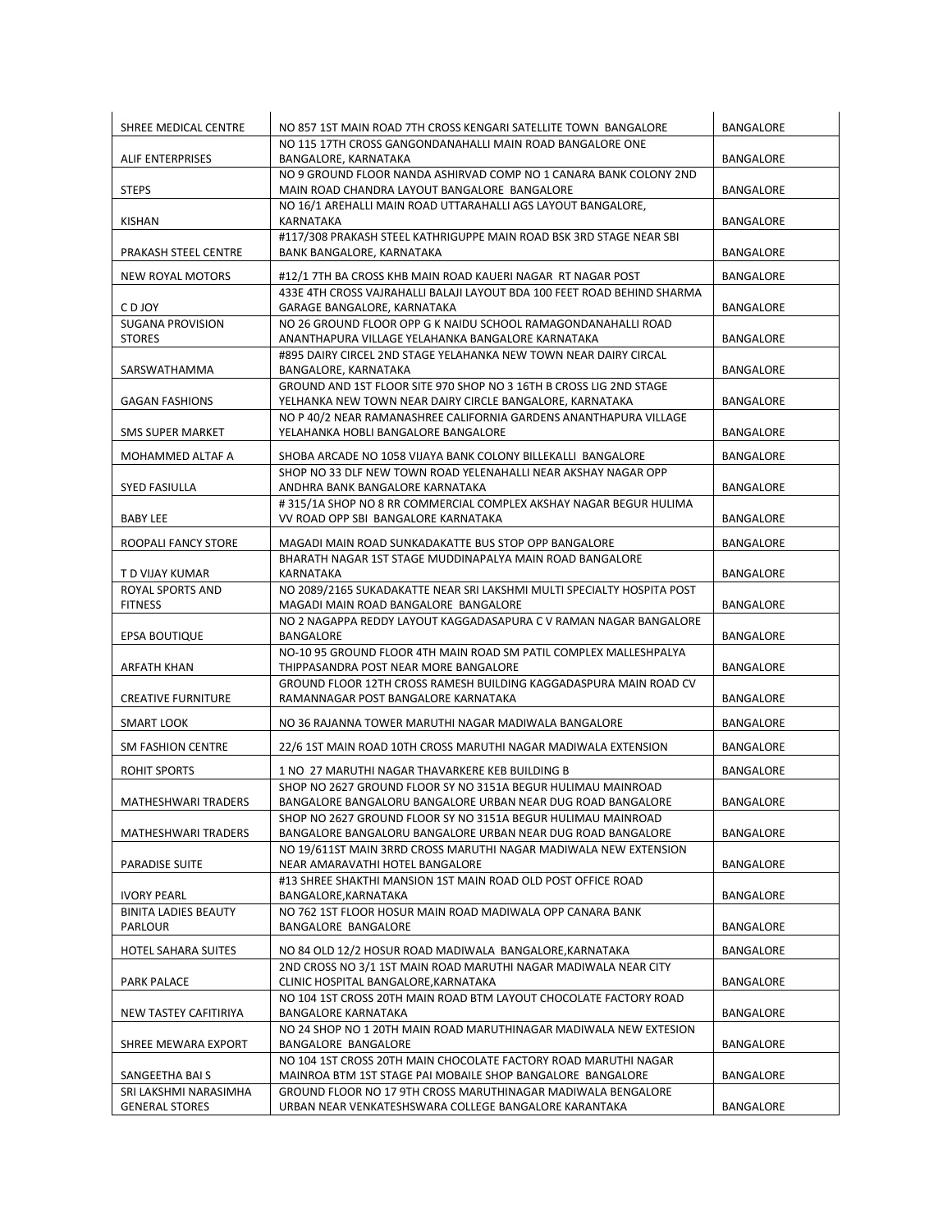| | | |
|---|---|---|
| SHREE MEDICAL CENTRE | NO 857 1ST MAIN ROAD 7TH CROSS KENGARI SATELLITE TOWN BANGALORE | BANGALORE |
| ALIF ENTERPRISES | NO 115 17TH CROSS GANGONDANAHALLI MAIN ROAD BANGALORE ONE BANGALORE, KARNATAKA | BANGALORE |
| STEPS | NO 9 GROUND FLOOR NANDA ASHIRVAD COMP NO 1 CANARA BANK COLONY 2ND MAIN ROAD CHANDRA LAYOUT BANGALORE BANGALORE | BANGALORE |
| KISHAN | NO 16/1 AREHALLI MAIN ROAD UTTARAHALLI AGS LAYOUT BANGALORE, KARNATAKA | BANGALORE |
| PRAKASH STEEL CENTRE | #117/308 PRAKASH STEEL KATHRIGUPPE MAIN ROAD BSK 3RD STAGE NEAR SBI BANK BANGALORE, KARNATAKA | BANGALORE |
| NEW ROYAL MOTORS | #12/1 7TH BA CROSS KHB MAIN ROAD KAUERI NAGAR RT NAGAR POST | BANGALORE |
| C D JOY | 433E 4TH CROSS VAJRAHALLI BALAJI LAYOUT BDA 100 FEET ROAD BEHIND SHARMA GARAGE BANGALORE, KARNATAKA | BANGALORE |
| SUGANA PROVISION STORES | NO 26 GROUND FLOOR OPP G K NAIDU SCHOOL RAMAGONDANAHALLI ROAD ANANTHAPURA VILLAGE YELAHANKA BANGALORE KARNATAKA | BANGALORE |
| SARSWATHAMMA | #895 DAIRY CIRCEL 2ND STAGE YELAHANKA NEW TOWN NEAR DAIRY CIRCAL BANGALORE, KARNATAKA | BANGALORE |
| GAGAN FASHIONS | GROUND AND 1ST FLOOR SITE 970 SHOP NO 3 16TH B CROSS LIG 2ND STAGE YELHANKA NEW TOWN NEAR DAIRY CIRCLE BANGALORE, KARNATAKA | BANGALORE |
| SMS SUPER MARKET | NO P 40/2 NEAR RAMANASHREE CALIFORNIA GARDENS ANANTHAPURA VILLAGE YELAHANKA HOBLI BANGALORE BANGALORE | BANGALORE |
| MOHAMMED ALTAF A | SHOBA ARCADE NO 1058 VIJAYA BANK COLONY BILLEKALLI BANGALORE | BANGALORE |
| SYED FASIULLA | SHOP NO 33 DLF NEW TOWN ROAD YELENAHALLI NEAR AKSHAY NAGAR OPP ANDHRA BANK BANGALORE KARNATAKA | BANGALORE |
| BABY LEE | # 315/1A SHOP NO 8 RR COMMERCIAL COMPLEX AKSHAY NAGAR BEGUR HULIMA VV ROAD OPP SBI BANGALORE KARNATAKA | BANGALORE |
| ROOPALI FANCY STORE | MAGADI MAIN ROAD SUNKADAKATTE BUS STOP OPP BANGALORE | BANGALORE |
| T D VIJAY KUMAR | BHARATH NAGAR 1ST STAGE MUDDINAPALYA MAIN ROAD BANGALORE KARNATAKA | BANGALORE |
| ROYAL SPORTS AND FITNESS | NO 2089/2165 SUKADAKATTE NEAR SRI LAKSHMI MULTI SPECIALTY HOSPITA POST MAGADI MAIN ROAD BANGALORE BANGALORE | BANGALORE |
| EPSA BOUTIQUE | NO 2 NAGAPPA REDDY LAYOUT KAGGADASAPURA C V RAMAN NAGAR BANGALORE BANGALORE | BANGALORE |
| ARFATH KHAN | NO-10 95 GROUND FLOOR 4TH MAIN ROAD SM PATIL COMPLEX MALLESHPALYA THIPPASANDRA POST NEAR MORE BANGALORE | BANGALORE |
| CREATIVE FURNITURE | GROUND FLOOR 12TH CROSS RAMESH BUILDING KAGGADASPURA MAIN ROAD CV RAMANNAGAR POST BANGALORE KARNATAKA | BANGALORE |
| SMART LOOK | NO 36 RAJANNA TOWER MARUTHI NAGAR MADIWALA BANGALORE | BANGALORE |
| SM FASHION CENTRE | 22/6 1ST MAIN ROAD 10TH CROSS MARUTHI NAGAR MADIWALA EXTENSION | BANGALORE |
| ROHIT SPORTS | 1 NO 27 MARUTHI NAGAR THAVARKERE KEB BUILDING B | BANGALORE |
| MATHESHWARI TRADERS | SHOP NO 2627 GROUND FLOOR SY NO 3151A BEGUR HULIMAU MAINROAD BANGALORE BANGALORU BANGALORE URBAN NEAR DUG ROAD BANGALORE | BANGALORE |
| MATHESHWARI TRADERS | SHOP NO 2627 GROUND FLOOR SY NO 3151A BEGUR HULIMAU MAINROAD BANGALORE BANGALORU BANGALORE URBAN NEAR DUG ROAD BANGALORE | BANGALORE |
| PARADISE SUITE | NO 19/611ST MAIN 3RRD CROSS MARUTHI NAGAR MADIWALA NEW EXTENSION NEAR AMARAVATHI HOTEL BANGALORE | BANGALORE |
| IVORY PEARL | #13 SHREE SHAKTHI MANSION 1ST MAIN ROAD OLD POST OFFICE ROAD BANGALORE,KARNATAKA | BANGALORE |
| BINITA LADIES BEAUTY PARLOUR | NO 762 1ST FLOOR HOSUR MAIN ROAD MADIWALA OPP CANARA BANK BANGALORE BANGALORE | BANGALORE |
| HOTEL SAHARA SUITES | NO 84 OLD 12/2 HOSUR ROAD MADIWALA BANGALORE,KARNATAKA | BANGALORE |
| PARK PALACE | 2ND CROSS NO 3/1 1ST MAIN ROAD MARUTHI NAGAR MADIWALA NEAR CITY CLINIC HOSPITAL BANGALORE,KARNATAKA | BANGALORE |
| NEW TASTEY CAFITIRIYA | NO 104 1ST CROSS 20TH MAIN ROAD BTM LAYOUT CHOCOLATE FACTORY ROAD BANGALORE KARNATAKA | BANGALORE |
| SHREE MEWARA EXPORT | NO 24 SHOP NO 1 20TH MAIN ROAD MARUTHINAGAR MADIWALA NEW EXTESION BANGALORE BANGALORE | BANGALORE |
| SANGEETHA BAI S | NO 104 1ST CROSS 20TH MAIN CHOCOLATE FACTORY ROAD MARUTHI NAGAR MAINROA BTM 1ST STAGE PAI MOBAILE SHOP BANGALORE BANGALORE | BANGALORE |
| SRI LAKSHMI NARASIMHA GENERAL STORES | GROUND FLOOR NO 17 9TH CROSS MARUTHINAGAR MADIWALA BENGALORE URBAN NEAR VENKATESHSWARA COLLEGE BANGALORE KARANTAKA | BANGALORE |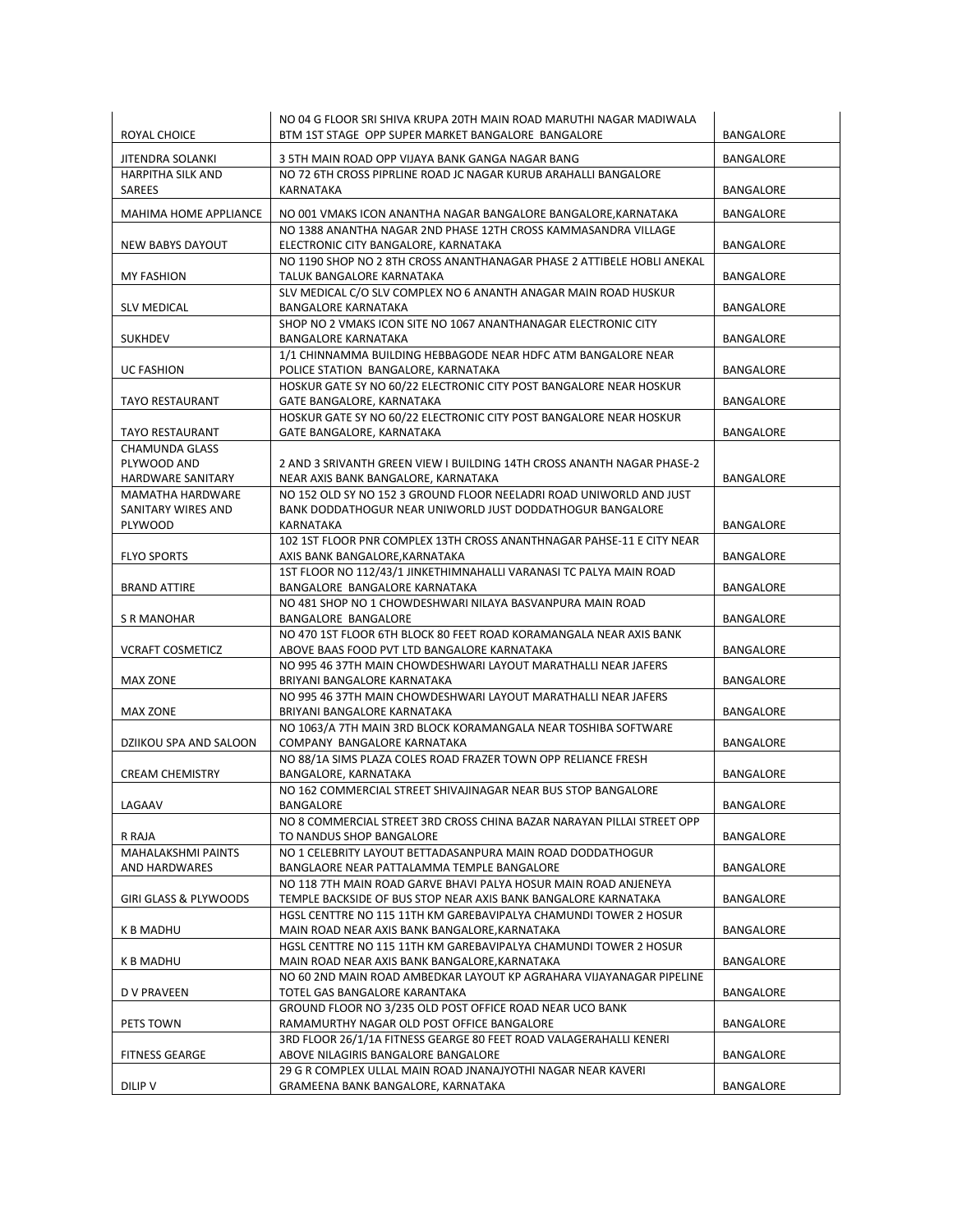| | | |
|---|---|---|
| ROYAL CHOICE | NO 04 G FLOOR SRI SHIVA KRUPA 20TH MAIN ROAD MARUTHI NAGAR MADIWALA BTM 1ST STAGE OPP SUPER MARKET BANGALORE BANGALORE | BANGALORE |
| JITENDRA SOLANKI | 3 5TH MAIN ROAD OPP VIJAYA BANK GANGA NAGAR BANG | BANGALORE |
| HARPITHA SILK AND SAREES | NO 72 6TH CROSS PIPRLINE ROAD JC NAGAR KURUB ARAHALLI BANGALORE KARNATAKA | BANGALORE |
| MAHIMA HOME APPLIANCE | NO 001 VMAKS ICON ANANTHA NAGAR BANGALORE BANGALORE,KARNATAKA | BANGALORE |
| NEW BABYS DAYOUT | NO 1388 ANANTHA NAGAR 2ND PHASE 12TH CROSS KAMMASANDRA VILLAGE ELECTRONIC CITY BANGALORE, KARNATAKA | BANGALORE |
| MY FASHION | NO 1190 SHOP NO 2 8TH CROSS ANANTHANAGAR PHASE 2 ATTIBELE HOBLI ANEKAL TALUK BANGALORE KARNATAKA | BANGALORE |
| SLV MEDICAL | SLV MEDICAL C/O SLV COMPLEX NO 6 ANANTH ANAGAR MAIN ROAD HUSKUR BANGALORE KARNATAKA | BANGALORE |
| SUKHDEV | SHOP NO 2 VMAKS ICON SITE NO 1067 ANANTHANAGAR ELECTRONIC CITY BANGALORE KARNATAKA | BANGALORE |
| UC FASHION | 1/1 CHINNAMMA BUILDING HEBBAGODE NEAR HDFC ATM BANGALORE NEAR POLICE STATION BANGALORE, KARNATAKA | BANGALORE |
| TAYO RESTAURANT | HOSKUR GATE SY NO 60/22 ELECTRONIC CITY POST BANGALORE NEAR HOSKUR GATE BANGALORE, KARNATAKA | BANGALORE |
| TAYO RESTAURANT | HOSKUR GATE SY NO 60/22 ELECTRONIC CITY POST BANGALORE NEAR HOSKUR GATE BANGALORE, KARNATAKA | BANGALORE |
| CHAMUNDA GLASS PLYWOOD AND HARDWARE SANITARY | 2 AND 3 SRIVANTH GREEN VIEW I BUILDING 14TH CROSS ANANTH NAGAR PHASE-2 NEAR AXIS BANK BANGALORE, KARNATAKA | BANGALORE |
| MAMATHA HARDWARE SANITARY WIRES AND PLYWOOD | NO 152 OLD SY NO 152 3 GROUND FLOOR NEELADRI ROAD UNIWORLD AND JUST BANK DODDATHOGUR NEAR UNIWORLD JUST DODDATHOGUR BANGALORE KARNATAKA | BANGALORE |
| FLYO SPORTS | 102 1ST FLOOR PNR COMPLEX 13TH CROSS ANANTHNAGAR PAHSE-11 E CITY NEAR AXIS BANK BANGALORE,KARNATAKA | BANGALORE |
| BRAND ATTIRE | 1ST FLOOR NO 112/43/1 JINKETHIMNAHALLI VARANASI TC PALYA MAIN ROAD BANGALORE BANGALORE KARNATAKA | BANGALORE |
| S R MANOHAR | NO 481 SHOP NO 1 CHOWDESHWARI NILAYA BASVANPURA MAIN ROAD BANGALORE BANGALORE | BANGALORE |
| VCRAFT COSMETICZ | NO 470 1ST FLOOR 6TH BLOCK 80 FEET ROAD KORAMANGALA NEAR AXIS BANK ABOVE BAAS FOOD PVT LTD BANGALORE KARNATAKA | BANGALORE |
| MAX ZONE | NO 995 46 37TH MAIN CHOWDESHWARI LAYOUT MARATHALLI NEAR JAFERS BRIYANI BANGALORE KARNATAKA | BANGALORE |
| MAX ZONE | NO 995 46 37TH MAIN CHOWDESHWARI LAYOUT MARATHALLI NEAR JAFERS BRIYANI BANGALORE KARNATAKA | BANGALORE |
| DZIIKOU SPA AND SALOON | NO 1063/A 7TH MAIN 3RD BLOCK KORAMANGALA NEAR TOSHIBA SOFTWARE COMPANY BANGALORE KARNATAKA | BANGALORE |
| CREAM CHEMISTRY | NO 88/1A SIMS PLAZA COLES ROAD FRAZER TOWN OPP RELIANCE FRESH BANGALORE, KARNATAKA | BANGALORE |
| LAGAAV | NO 162 COMMERCIAL STREET SHIVAJINAGAR NEAR BUS STOP BANGALORE BANGALORE | BANGALORE |
| R RAJA | NO 8 COMMERCIAL STREET 3RD CROSS CHINA BAZAR NARAYAN PILLAI STREET OPP TO NANDUS SHOP BANGALORE | BANGALORE |
| MAHALAKSHMI PAINTS AND HARDWARES | NO 1 CELEBRITY LAYOUT BETTADASANPURA MAIN ROAD DODDATHOGUR BANGLAORE NEAR PATTALAMMA TEMPLE BANGALORE | BANGALORE |
| GIRI GLASS & PLYWOODS | NO 118 7TH MAIN ROAD GARVE BHAVI PALYA HOSUR MAIN ROAD ANJENEYA TEMPLE BACKSIDE OF BUS STOP NEAR AXIS BANK BANGALORE KARNATAKA | BANGALORE |
| K B MADHU | HGSL CENTTRE NO 115 11TH KM GAREBAVIPALYA CHAMUNDI TOWER 2 HOSUR MAIN ROAD NEAR AXIS BANK BANGALORE,KARNATAKA | BANGALORE |
| K B MADHU | HGSL CENTTRE NO 115 11TH KM GAREBAVIPALYA CHAMUNDI TOWER 2 HOSUR MAIN ROAD NEAR AXIS BANK BANGALORE,KARNATAKA | BANGALORE |
| D V PRAVEEN | NO 60 2ND MAIN ROAD AMBEDKAR LAYOUT KP AGRAHARA VIJAYANAGAR PIPELINE TOTEL GAS BANGALORE KARANTAKA | BANGALORE |
| PETS TOWN | GROUND FLOOR NO 3/235 OLD POST OFFICE ROAD NEAR UCO BANK RAMAMURTHY NAGAR OLD POST OFFICE BANGALORE | BANGALORE |
| FITNESS GEARGE | 3RD FLOOR 26/1/1A FITNESS GEARGE 80 FEET ROAD VALAGERAHALLI KENERI ABOVE NILAGIRIS BANGALORE BANGALORE | BANGALORE |
| DILIP V | 29 G R COMPLEX ULLAL MAIN ROAD JNANAJYOTHI NAGAR NEAR KAVERI GRAMEENA BANK BANGALORE, KARNATAKA | BANGALORE |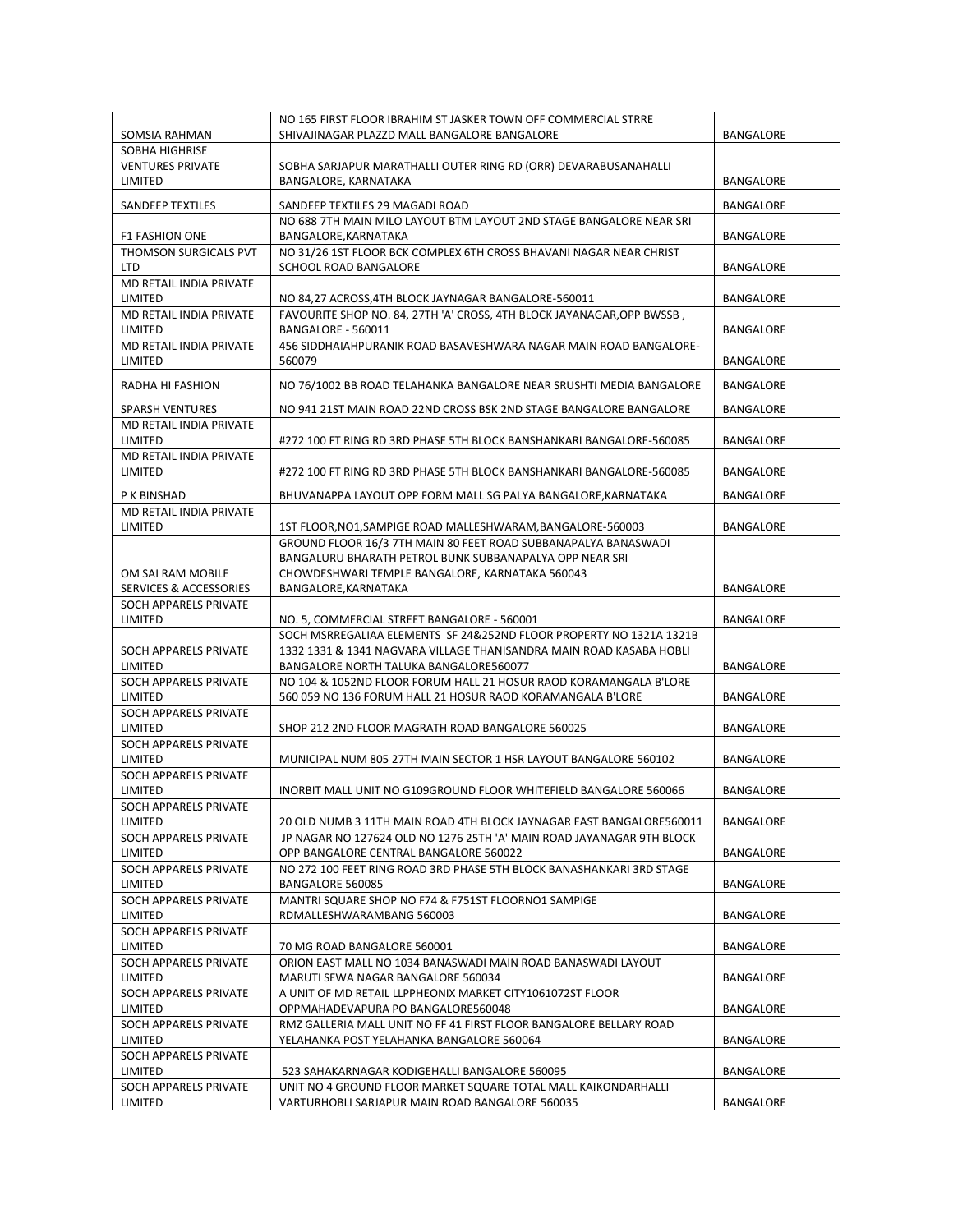| | | |
|---|---|---|
| SOMSIA RAHMAN | NO 165 FIRST FLOOR IBRAHIM ST JASKER TOWN OFF COMMERCIAL STRRE SHIVAJINAGAR PLAZZD MALL BANGALORE BANGALORE | BANGALORE |
| SOBHA HIGHRISE VENTURES PRIVATE LIMITED | SOBHA SARJAPUR MARATHALLI OUTER RING RD (ORR) DEVARABUSANAHALLI BANGALORE, KARNATAKA | BANGALORE |
| SANDEEP TEXTILES | SANDEEP TEXTILES 29 MAGADI ROAD | BANGALORE |
| F1 FASHION ONE | NO 688 7TH MAIN MILO LAYOUT BTM LAYOUT 2ND STAGE BANGALORE NEAR SRI BANGALORE,KARNATAKA | BANGALORE |
| THOMSON SURGICALS PVT LTD | NO 31/26 1ST FLOOR BCK COMPLEX 6TH CROSS BHAVANI NAGAR NEAR CHRIST SCHOOL ROAD BANGALORE | BANGALORE |
| MD RETAIL INDIA PRIVATE LIMITED | NO 84,27 ACROSS,4TH BLOCK JAYNAGAR BANGALORE-560011 | BANGALORE |
| MD RETAIL INDIA PRIVATE LIMITED | FAVOURITE SHOP NO. 84, 27TH 'A' CROSS, 4TH BLOCK JAYANAGAR,OPP BWSSB , BANGALORE - 560011 | BANGALORE |
| MD RETAIL INDIA PRIVATE LIMITED | 456 SIDDHAIAHPURANIK ROAD BASAVESHWARA NAGAR MAIN ROAD BANGALORE-560079 | BANGALORE |
| RADHA HI FASHION | NO 76/1002 BB ROAD TELAHANKA BANGALORE NEAR SRUSHTI MEDIA BANGALORE | BANGALORE |
| SPARSH VENTURES | NO 941 21ST MAIN ROAD 22ND CROSS BSK 2ND STAGE BANGALORE BANGALORE | BANGALORE |
| MD RETAIL INDIA PRIVATE LIMITED | #272 100 FT RING RD 3RD PHASE 5TH BLOCK BANSHANKARI BANGALORE-560085 | BANGALORE |
| MD RETAIL INDIA PRIVATE LIMITED | #272 100 FT RING RD 3RD PHASE 5TH BLOCK BANSHANKARI BANGALORE-560085 | BANGALORE |
| P K BINSHAD | BHUVANAPPA LAYOUT OPP FORM MALL SG PALYA BANGALORE,KARNATAKA | BANGALORE |
| MD RETAIL INDIA PRIVATE LIMITED | 1ST FLOOR,NO1,SAMPIGE ROAD MALLESHWARAM,BANGALORE-560003 | BANGALORE |
| OM SAI RAM MOBILE SERVICES & ACCESSORIES | GROUND FLOOR 16/3 7TH MAIN 80 FEET ROAD SUBBANAPALYA BANASWADI BANGALURU BHARATH PETROL BUNK SUBBANAPALYA OPP NEAR SRI CHOWDESHWARI TEMPLE BANGALORE, KARNATAKA 560043 BANGALORE,KARNATAKA | BANGALORE |
| SOCH APPARELS PRIVATE LIMITED | NO. 5, COMMERCIAL STREET BANGALORE - 560001 | BANGALORE |
| SOCH APPARELS PRIVATE LIMITED | SOCH MSRREGALIAA ELEMENTS SF 24&252ND FLOOR PROPERTY NO 1321A 1321B 1332 1331 & 1341 NAGVARA VILLAGE THANISANDRA MAIN ROAD KASABA HOBLI BANGALORE NORTH TALUKA BANGALORE560077 | BANGALORE |
| SOCH APPARELS PRIVATE LIMITED | NO 104 & 1052ND FLOOR FORUM HALL 21 HOSUR RAOD KORAMANGALA B'LORE 560 059 NO 136 FORUM HALL 21 HOSUR RAOD KORAMANGALA B'LORE | BANGALORE |
| SOCH APPARELS PRIVATE LIMITED | SHOP 212 2ND FLOOR MAGRATH ROAD BANGALORE 560025 | BANGALORE |
| SOCH APPARELS PRIVATE LIMITED | MUNICIPAL NUM 805 27TH MAIN SECTOR 1 HSR LAYOUT BANGALORE 560102 | BANGALORE |
| SOCH APPARELS PRIVATE LIMITED | INORBIT MALL UNIT NO G109GROUND FLOOR WHITEFIELD BANGALORE 560066 | BANGALORE |
| SOCH APPARELS PRIVATE LIMITED | 20 OLD NUMB 3 11TH MAIN ROAD 4TH BLOCK JAYNAGAR EAST BANGALORE560011 | BANGALORE |
| SOCH APPARELS PRIVATE LIMITED | JP NAGAR NO 127624 OLD NO 1276 25TH 'A' MAIN ROAD JAYANAGAR 9TH BLOCK OPP BANGALORE CENTRAL BANGALORE 560022 | BANGALORE |
| SOCH APPARELS PRIVATE LIMITED | NO 272 100 FEET RING ROAD 3RD PHASE 5TH BLOCK BANASHANKARI 3RD STAGE BANGALORE 560085 | BANGALORE |
| SOCH APPARELS PRIVATE LIMITED | MANTRI SQUARE SHOP NO F74 & F751ST FLOORNO1 SAMPIGE RDMALLESHWARAMBANG 560003 | BANGALORE |
| SOCH APPARELS PRIVATE LIMITED | 70 MG ROAD BANGALORE 560001 | BANGALORE |
| SOCH APPARELS PRIVATE LIMITED | ORION EAST MALL NO 1034 BANASWADI MAIN ROAD BANASWADI LAYOUT MARUTI SEWA NAGAR BANGALORE 560034 | BANGALORE |
| SOCH APPARELS PRIVATE LIMITED | A UNIT OF MD RETAIL LLPPHEONIX MARKET CITY1061072ST FLOOR OPPMAHADEVAPURA PO BANGALORE560048 | BANGALORE |
| SOCH APPARELS PRIVATE LIMITED | RMZ GALLERIA MALL UNIT NO FF 41 FIRST FLOOR BANGALORE BELLARY ROAD YELAHANKA POST YELAHANKA BANGALORE 560064 | BANGALORE |
| SOCH APPARELS PRIVATE LIMITED | 523 SAHAKARNAGAR KODIGEHALLI BANGALORE 560095 | BANGALORE |
| SOCH APPARELS PRIVATE LIMITED | UNIT NO 4 GROUND FLOOR MARKET SQUARE TOTAL MALL KAIKONDARHALLI VARTURHOBLI SARJAPUR MAIN ROAD BANGALORE 560035 | BANGALORE |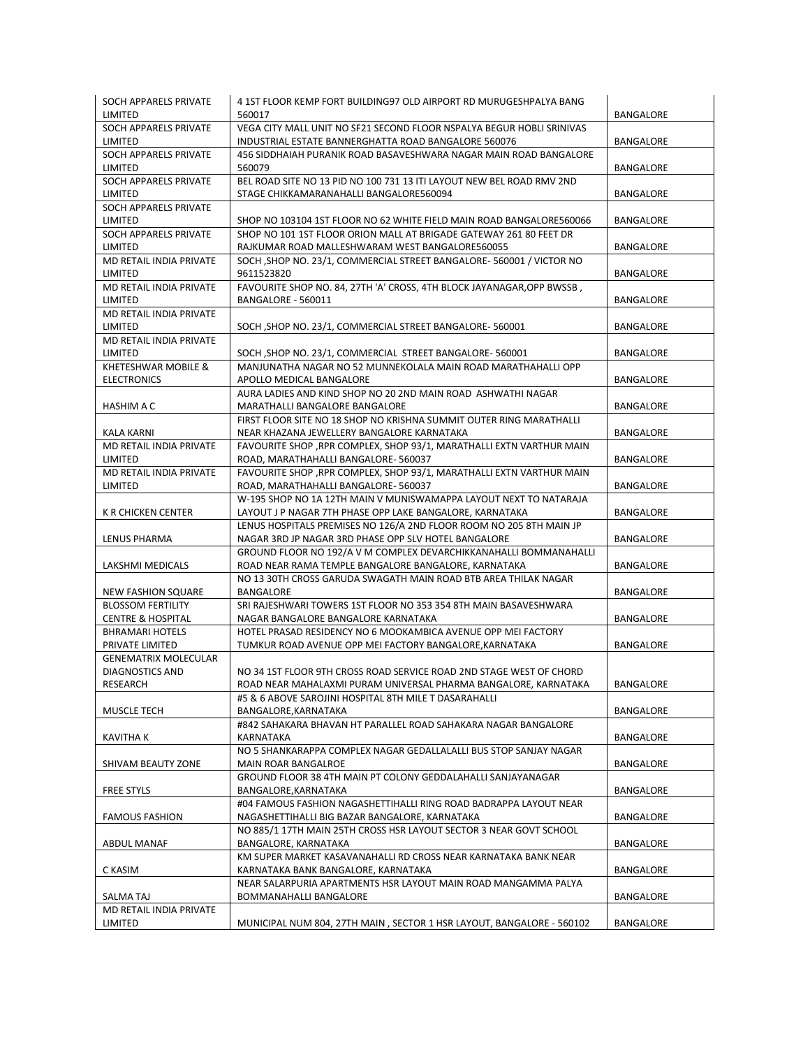| SOCH APPARELS PRIVATE LIMITED | 4 1ST FLOOR KEMP FORT BUILDING97 OLD AIRPORT RD MURUGESHPALYA BANG 560017 | BANGALORE |
|---|---|---|
| SOCH APPARELS PRIVATE LIMITED | VEGA CITY MALL UNIT NO SF21 SECOND FLOOR NSPALYA BEGUR HOBLI SRINIVAS INDUSTRIAL ESTATE BANNERGHATTA ROAD BANGALORE 560076 | BANGALORE |
| SOCH APPARELS PRIVATE LIMITED | 456 SIDDHAIAH PURANIK ROAD BASAVESHWARA NAGAR MAIN ROAD BANGALORE 560079 | BANGALORE |
| SOCH APPARELS PRIVATE LIMITED | BEL ROAD SITE NO 13 PID NO 100 731 13 ITI LAYOUT NEW BEL ROAD RMV 2ND STAGE CHIKKAMARANAHALLI BANGALORE560094 | BANGALORE |
| SOCH APPARELS PRIVATE LIMITED | SHOP NO 103104 1ST FLOOR NO 62 WHITE FIELD MAIN ROAD BANGALORE560066 | BANGALORE |
| SOCH APPARELS PRIVATE LIMITED | SHOP NO 101 1ST FLOOR ORION MALL AT BRIGADE GATEWAY 261 80 FEET DR RAJKUMAR ROAD MALLESHWARAM WEST BANGALORE560055 | BANGALORE |
| MD RETAIL INDIA PRIVATE LIMITED | SOCH ,SHOP NO. 23/1, COMMERCIAL STREET BANGALORE- 560001 / VICTOR NO 9611523820 | BANGALORE |
| MD RETAIL INDIA PRIVATE LIMITED | FAVOURITE SHOP NO. 84, 27TH 'A' CROSS, 4TH BLOCK JAYANAGAR,OPP BWSSB , BANGALORE - 560011 | BANGALORE |
| MD RETAIL INDIA PRIVATE LIMITED | SOCH ,SHOP NO. 23/1, COMMERCIAL STREET BANGALORE- 560001 | BANGALORE |
| MD RETAIL INDIA PRIVATE LIMITED | SOCH ,SHOP NO. 23/1, COMMERCIAL STREET BANGALORE- 560001 | BANGALORE |
| KHETESHWAR MOBILE & ELECTRONICS | MANJUNATHA NAGAR NO 52 MUNNEKOLALA MAIN ROAD MARATHAHALLI OPP APOLLO MEDICAL BANGALORE | BANGALORE |
| HASHIM A C | AURA LADIES AND KIND SHOP NO 20 2ND MAIN ROAD ASHWATHI NAGAR MARATHALLI BANGALORE BANGALORE | BANGALORE |
| KALA KARNI | FIRST FLOOR SITE NO 18 SHOP NO KRISHNA SUMMIT OUTER RING MARATHALLI NEAR KHAZANA JEWELLERY BANGALORE KARNATAKA | BANGALORE |
| MD RETAIL INDIA PRIVATE LIMITED | FAVOURITE SHOP ,RPR COMPLEX, SHOP 93/1, MARATHALLI EXTN VARTHUR MAIN ROAD, MARATHAHALLI BANGALORE- 560037 | BANGALORE |
| MD RETAIL INDIA PRIVATE LIMITED | FAVOURITE SHOP ,RPR COMPLEX, SHOP 93/1, MARATHALLI EXTN VARTHUR MAIN ROAD, MARATHAHALLI BANGALORE- 560037 | BANGALORE |
| K R CHICKEN CENTER | W-195 SHOP NO 1A 12TH MAIN V MUNISWAMAPPA LAYOUT NEXT TO NATARAJA LAYOUT J P NAGAR 7TH PHASE OPP LAKE BANGALORE, KARNATAKA | BANGALORE |
| LENUS PHARMA | LENUS HOSPITALS PREMISES NO 126/A 2ND FLOOR ROOM NO 205 8TH MAIN JP NAGAR 3RD JP NAGAR 3RD PHASE OPP SLV HOTEL BANGALORE | BANGALORE |
| LAKSHMI MEDICALS | GROUND FLOOR NO 192/A V M COMPLEX DEVARCHIKKANAHALLI BOMMANAHALLI ROAD NEAR RAMA TEMPLE BANGALORE BANGALORE, KARNATAKA | BANGALORE |
| NEW FASHION SQUARE | NO 13 30TH CROSS GARUDA SWAGATH MAIN ROAD BTB AREA THILAK NAGAR BANGALORE | BANGALORE |
| BLOSSOM FERTILITY CENTRE & HOSPITAL | SRI RAJESHWARI TOWERS 1ST FLOOR NO 353 354 8TH MAIN BASAVESHWARA NAGAR BANGALORE BANGALORE KARNATAKA | BANGALORE |
| BHRAMARI HOTELS PRIVATE LIMITED | HOTEL PRASAD RESIDENCY NO 6 MOOKAMBICA AVENUE OPP MEI FACTORY TUMKUR ROAD AVENUE OPP MEI FACTORY BANGALORE,KARNATAKA | BANGALORE |
| GENEMATRIX MOLECULAR DIAGNOSTICS AND RESEARCH | NO 34 1ST FLOOR 9TH CROSS ROAD SERVICE ROAD 2ND STAGE WEST OF CHORD ROAD NEAR MAHALAXMI PURAM UNIVERSAL PHARMA BANGALORE, KARNATAKA | BANGALORE |
| MUSCLE TECH | #5 & 6 ABOVE SAROJINI HOSPITAL 8TH MILE T DASARAHALLI BANGALORE,KARNATAKA | BANGALORE |
| KAVITHA K | #842 SAHAKARA BHAVAN HT PARALLEL ROAD SAHAKARA NAGAR BANGALORE KARNATAKA | BANGALORE |
| SHIVAM BEAUTY ZONE | NO 5 SHANKARAPPA COMPLEX NAGAR GEDALLALALLI BUS STOP SANJAY NAGAR MAIN ROAR BANGALROE | BANGALORE |
| FREE STYLS | GROUND FLOOR 38 4TH MAIN PT COLONY GEDDALAHALLI SANJAYANAGAR BANGALORE,KARNATAKA | BANGALORE |
| FAMOUS FASHION | #04 FAMOUS FASHION NAGASHETTIHALLI RING ROAD BADRAPPA LAYOUT NEAR NAGASHETTIHALLI BIG BAZAR BANGALORE, KARNATAKA | BANGALORE |
| ABDUL MANAF | NO 885/1 17TH MAIN 25TH CROSS HSR LAYOUT SECTOR 3 NEAR GOVT SCHOOL BANGALORE, KARNATAKA | BANGALORE |
| C KASIM | KM SUPER MARKET KASAVANAHALLI RD CROSS NEAR KARNATAKA BANK NEAR KARNATAKA BANK BANGALORE, KARNATAKA | BANGALORE |
| SALMA TAJ | NEAR SALARPURIA APARTMENTS HSR LAYOUT MAIN ROAD MANGAMMA PALYA BOMMANAHALLI BANGALORE | BANGALORE |
| MD RETAIL INDIA PRIVATE LIMITED | MUNICIPAL NUM 804, 27TH MAIN , SECTOR 1 HSR LAYOUT, BANGALORE - 560102 | BANGALORE |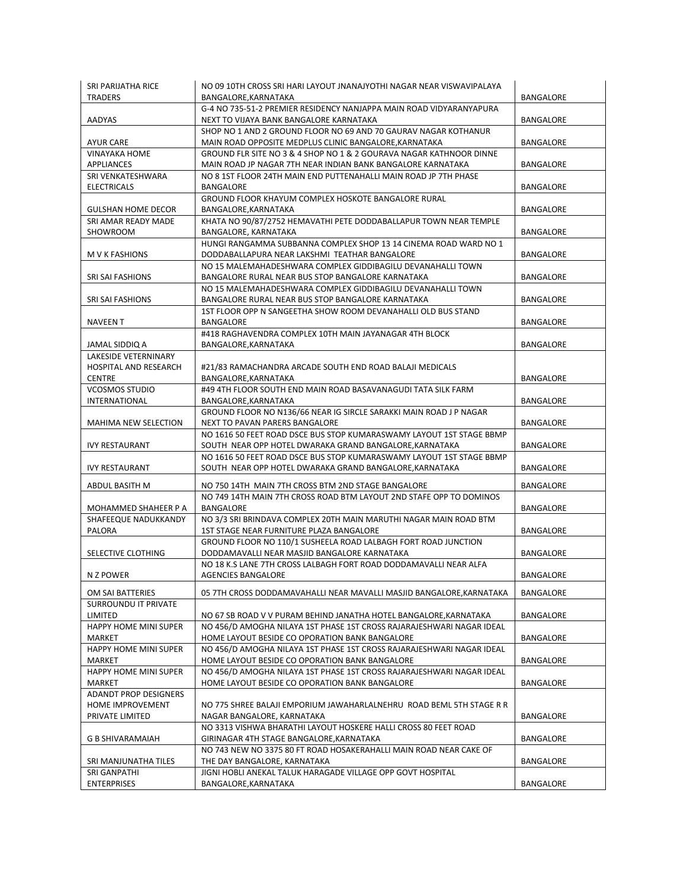| | | |
|---|---|---|
| SRI PARIJATHA RICE TRADERS | NO 09 10TH CROSS SRI HARI LAYOUT JNANAJYOTHI NAGAR NEAR VISWAVIPALAYA BANGALORE,KARNATAKA | BANGALORE |
| AADYAS | G-4 NO 735-51-2 PREMIER RESIDENCY NANJAPPA MAIN ROAD VIDYARANYAPURA NEXT TO VIJAYA BANK BANGALORE KARNATAKA | BANGALORE |
| AYUR CARE | SHOP NO 1 AND 2 GROUND FLOOR NO 69 AND 70 GAURAV NAGAR KOTHANUR MAIN ROAD OPPOSITE MEDPLUS CLINIC BANGALORE,KARNATAKA | BANGALORE |
| VINAYAKA HOME APPLIANCES | GROUND FLR SITE NO 3 & 4 SHOP NO 1 & 2 GOURAVA NAGAR KATHNOOR DINNE MAIN ROAD JP NAGAR 7TH NEAR INDIAN BANK BANGALORE KARNATAKA | BANGALORE |
| SRI VENKATESHWARA ELECTRICALS | NO 8 1ST FLOOR 24TH MAIN END PUTTENAHALLI MAIN ROAD JP 7TH PHASE BANGALORE | BANGALORE |
| GULSHAN HOME DECOR | GROUND FLOOR KHAYUM COMPLEX HOSKOTE BANGALORE RURAL BANGALORE,KARNATAKA | BANGALORE |
| SRI AMAR READY MADE SHOWROOM | KHATA NO 90/87/2752 HEMAVATHI PETE DODDABALLAPUR TOWN NEAR TEMPLE BANGALORE, KARNATAKA | BANGALORE |
| M V K FASHIONS | HUNGI RANGAMMA SUBBANNA COMPLEX SHOP 13 14 CINEMA ROAD WARD NO 1 DODDABALLAPURA NEAR LAKSHMI TEATHAR BANGALORE | BANGALORE |
| SRI SAI FASHIONS | NO 15 MALEMAHADESHWARA COMPLEX GIDDIBAGILU DEVANAHALLI TOWN BANGALORE RURAL NEAR BUS STOP BANGALORE KARNATAKA | BANGALORE |
| SRI SAI FASHIONS | NO 15 MALEMAHADESHWARA COMPLEX GIDDIBAGILU DEVANAHALLI TOWN BANGALORE RURAL NEAR BUS STOP BANGALORE KARNATAKA | BANGALORE |
| NAVEEN T | 1ST FLOOR OPP N SANGEETHA SHOW ROOM DEVANAHALLI OLD BUS STAND BANGALORE | BANGALORE |
| JAMAL SIDDIQ A | #418 RAGHAVENDRA COMPLEX 10TH MAIN JAYANAGAR 4TH BLOCK BANGALORE,KARNATAKA | BANGALORE |
| LAKESIDE VETERNINARY HOSPITAL AND RESEARCH CENTRE | #21/83 RAMACHANDRA ARCADE SOUTH END ROAD BALAJI MEDICALS BANGALORE,KARNATAKA | BANGALORE |
| VCOSMOS STUDIO INTERNATIONAL | #49 4TH FLOOR SOUTH END MAIN ROAD BASAVANAGUDI TATA SILK FARM BANGALORE,KARNATAKA | BANGALORE |
| MAHIMA NEW SELECTION | GROUND FLOOR NO N136/66 NEAR IG SIRCLE SARAKKI MAIN ROAD J P NAGAR NEXT TO PAVAN PARERS BANGALORE | BANGALORE |
| IVY RESTAURANT | NO 1616 50 FEET ROAD DSCE BUS STOP KUMARASWAMY LAYOUT 1ST STAGE BBMP SOUTH NEAR OPP HOTEL DWARAKA GRAND BANGALORE,KARNATAKA | BANGALORE |
| IVY RESTAURANT | NO 1616 50 FEET ROAD DSCE BUS STOP KUMARASWAMY LAYOUT 1ST STAGE BBMP SOUTH NEAR OPP HOTEL DWARAKA GRAND BANGALORE,KARNATAKA | BANGALORE |
| ABDUL BASITH M | NO 750 14TH MAIN 7TH CROSS BTM 2ND STAGE BANGALORE | BANGALORE |
| MOHAMMED SHAHEER P A | NO 749 14TH MAIN 7TH CROSS ROAD BTM LAYOUT 2ND STAFE OPP TO DOMINOS BANGALORE | BANGALORE |
| SHAFEEQUE NADUKKANDY PALORA | NO 3/3 SRI BRINDAVA COMPLEX 20TH MAIN MARUTHI NAGAR MAIN ROAD BTM 1ST STAGE NEAR FURNITURE PLAZA BANGALORE | BANGALORE |
| SELECTIVE CLOTHING | GROUND FLOOR NO 110/1 SUSHEELA ROAD LALBAGH FORT ROAD JUNCTION DODDAMAVALLI NEAR MASJID BANGALORE KARNATAKA | BANGALORE |
| N Z POWER | NO 18 K.S LANE 7TH CROSS LALBAGH FORT ROAD DODDAMAVALLI NEAR ALFA AGENCIES BANGALORE | BANGALORE |
| OM SAI BATTERIES | 05 7TH CROSS DODDAMAVAHALLI NEAR MAVALLI MASJID BANGALORE,KARNATAKA | BANGALORE |
| SURROUNDU IT PRIVATE LIMITED | NO 67 SB ROAD V V PURAM BEHIND JANATHA HOTEL BANGALORE,KARNATAKA | BANGALORE |
| HAPPY HOME MINI SUPER MARKET | NO 456/D AMOGHA NILAYA 1ST PHASE 1ST CROSS RAJARAJESHWARI NAGAR IDEAL HOME LAYOUT BESIDE CO OPORATION BANK BANGALORE | BANGALORE |
| HAPPY HOME MINI SUPER MARKET | NO 456/D AMOGHA NILAYA 1ST PHASE 1ST CROSS RAJARAJESHWARI NAGAR IDEAL HOME LAYOUT BESIDE CO OPORATION BANK BANGALORE | BANGALORE |
| HAPPY HOME MINI SUPER MARKET | NO 456/D AMOGHA NILAYA 1ST PHASE 1ST CROSS RAJARAJESHWARI NAGAR IDEAL HOME LAYOUT BESIDE CO OPORATION BANK BANGALORE | BANGALORE |
| ADANDT PROP DESIGNERS HOME IMPROVEMENT PRIVATE LIMITED | NO 775 SHREE BALAJI EMPORIUM JAWAHARLALNEHRU ROAD BEML 5TH STAGE R R NAGAR BANGALORE, KARNATAKA | BANGALORE |
| G B SHIVARAMAIAH | NO 3313 VISHWA BHARATHI LAYOUT HOSKERE HALLI CROSS 80 FEET ROAD GIRINAGAR 4TH STAGE BANGALORE,KARNATAKA | BANGALORE |
| SRI MANJUNATHA TILES | NO 743 NEW NO 3375 80 FT ROAD HOSAKERAHALLI MAIN ROAD NEAR CAKE OF THE DAY BANGALORE, KARNATAKA | BANGALORE |
| SRI GANPATHI ENTERPRISES | JIGNI HOBLI ANEKAL TALUK HARAGADE VILLAGE OPP GOVT HOSPITAL BANGALORE,KARNATAKA | BANGALORE |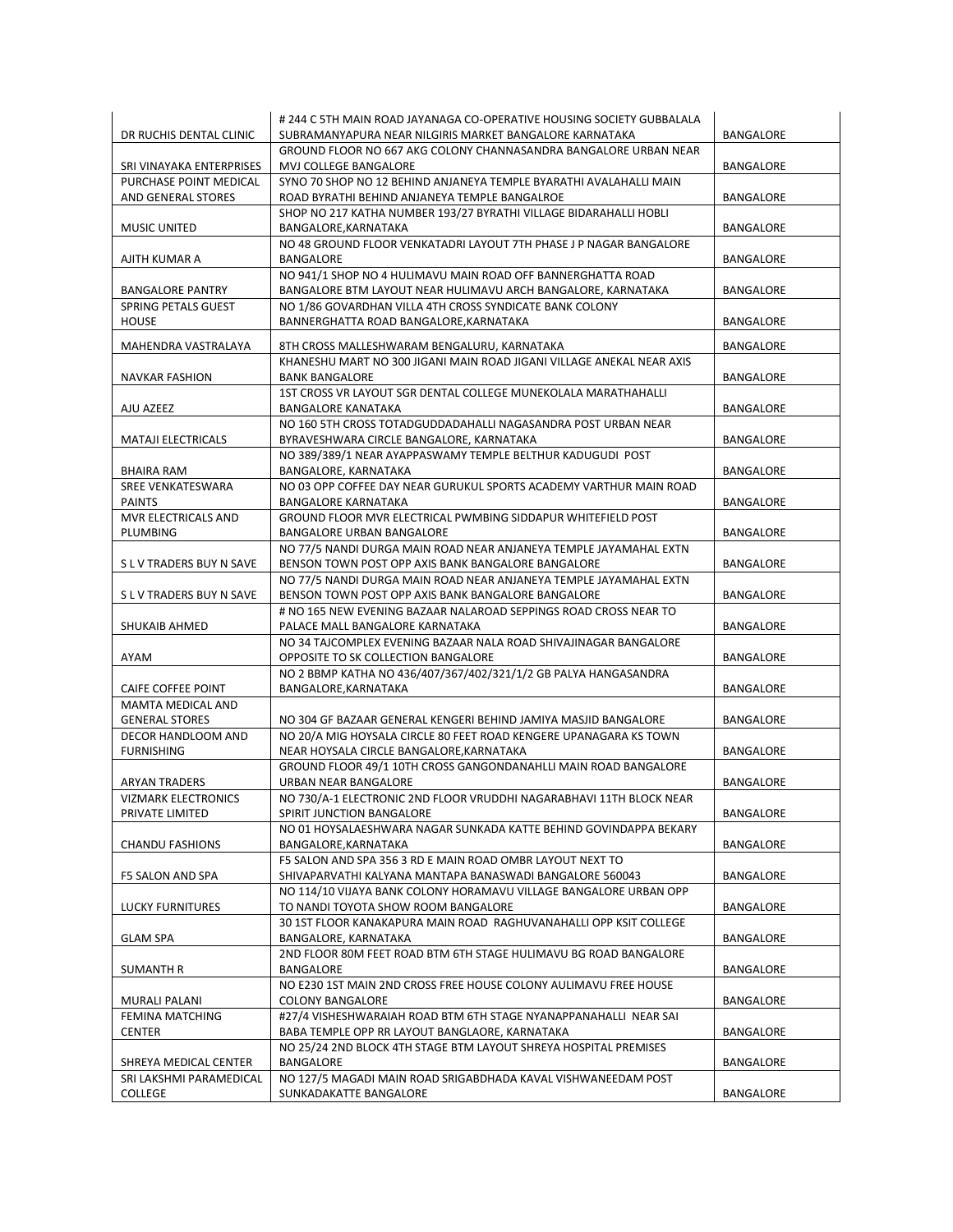| | | |
|---|---|---|
| DR RUCHIS DENTAL CLINIC | # 244 C 5TH MAIN ROAD JAYANAGA CO-OPERATIVE HOUSING SOCIETY GUBBALALA SUBRAMANYAPURA NEAR NILGIRIS MARKET BANGALORE KARNATAKA | BANGALORE |
| SRI VINAYAKA ENTERPRISES | GROUND FLOOR NO 667 AKG COLONY CHANNASANDRA BANGALORE URBAN NEAR MVJ COLLEGE BANGALORE | BANGALORE |
| PURCHASE POINT MEDICAL AND GENERAL STORES | SYNO 70 SHOP NO 12 BEHIND ANJANEYA TEMPLE BYARATHI AVALAHALLI MAIN ROAD BYRATHI BEHIND ANJANEYA TEMPLE BANGALROE | BANGALORE |
| MUSIC UNITED | SHOP NO 217 KATHA NUMBER 193/27 BYRATHI VILLAGE BIDARAHALLI HOBLI BANGALORE,KARNATAKA | BANGALORE |
| AJITH KUMAR A | NO 48 GROUND FLOOR VENKATADRI LAYOUT 7TH PHASE J P NAGAR BANGALORE BANGALORE | BANGALORE |
| BANGALORE PANTRY | NO 941/1 SHOP NO 4 HULIMAVU MAIN ROAD OFF BANNERGHATTA ROAD BANGALORE BTM LAYOUT NEAR HULIMAVU ARCH BANGALORE, KARNATAKA | BANGALORE |
| SPRING PETALS GUEST HOUSE | NO 1/86 GOVARDHAN VILLA 4TH CROSS SYNDICATE BANK COLONY BANNERGHATTA ROAD BANGALORE,KARNATAKA | BANGALORE |
| MAHENDRA VASTRALAYA | 8TH CROSS MALLESHWARAM BENGALURU, KARNATAKA | BANGALORE |
| NAVKAR FASHION | KHANESHU MART NO 300 JIGANI MAIN ROAD JIGANI VILLAGE ANEKAL NEAR AXIS BANK BANGALORE | BANGALORE |
| AJU AZEEZ | 1ST CROSS VR LAYOUT SGR DENTAL COLLEGE MUNEKOLALA MARATHAHALLI BANGALORE KANATAKA | BANGALORE |
| MATAJI ELECTRICALS | NO 160 5TH CROSS TOTADGUDDADAHALLI NAGASANDRA POST URBAN NEAR BYRAVESHWARA CIRCLE BANGALORE, KARNATAKA | BANGALORE |
| BHAIRA RAM | NO 389/389/1 NEAR AYAPPASWAMY TEMPLE BELTHUR KADUGUDI POST BANGALORE, KARNATAKA | BANGALORE |
| SREE VENKATESWARA PAINTS | NO 03 OPP COFFEE DAY NEAR GURUKUL SPORTS ACADEMY VARTHUR MAIN ROAD BANGALORE KARNATAKA | BANGALORE |
| MVR ELECTRICALS AND PLUMBING | GROUND FLOOR MVR ELECTRICAL PWMBING SIDDAPUR WHITEFIELD POST BANGALORE URBAN BANGALORE | BANGALORE |
| S L V TRADERS BUY N SAVE | NO 77/5 NANDI DURGA MAIN ROAD NEAR ANJANEYA TEMPLE JAYAMAHAL EXTN BENSON TOWN POST OPP AXIS BANK BANGALORE BANGALORE | BANGALORE |
| S L V TRADERS BUY N SAVE | NO 77/5 NANDI DURGA MAIN ROAD NEAR ANJANEYA TEMPLE JAYAMAHAL EXTN BENSON TOWN POST OPP AXIS BANK BANGALORE BANGALORE | BANGALORE |
| SHUKAIB AHMED | # NO 165 NEW EVENING BAZAAR NALAROAD SEPPINGS ROAD CROSS NEAR TO PALACE MALL BANGALORE KARNATAKA | BANGALORE |
| AYAM | NO 34 TAJCOMPLEX EVENING BAZAAR NALA ROAD SHIVAJINAGAR BANGALORE OPPOSITE TO SK COLLECTION BANGALORE | BANGALORE |
| CAIFE COFFEE POINT | NO 2 BBMP KATHA NO 436/407/367/402/321/1/2 GB PALYA HANGASANDRA BANGALORE,KARNATAKA | BANGALORE |
| MAMTA MEDICAL AND GENERAL STORES | NO 304 GF BAZAAR GENERAL KENGERI BEHIND JAMIYA MASJID BANGALORE | BANGALORE |
| DECOR HANDLOOM AND FURNISHING | NO 20/A MIG HOYSALA CIRCLE 80 FEET ROAD KENGERE UPANAGARA KS TOWN NEAR HOYSALA CIRCLE BANGALORE,KARNATAKA | BANGALORE |
| ARYAN TRADERS | GROUND FLOOR 49/1 10TH CROSS GANGONDANAHLLI MAIN ROAD BANGALORE URBAN NEAR BANGALORE | BANGALORE |
| VIZMARK ELECTRONICS PRIVATE LIMITED | NO 730/A-1 ELECTRONIC 2ND FLOOR VRUDDHI NAGARABHAVI 11TH BLOCK NEAR SPIRIT JUNCTION BANGALORE | BANGALORE |
| CHANDU FASHIONS | NO 01 HOYSALAESHWARA NAGAR SUNKADA KATTE BEHIND GOVINDAPPA BEKARY BANGALORE,KARNATAKA | BANGALORE |
| F5 SALON AND SPA | F5 SALON AND SPA 356 3 RD E MAIN ROAD OMBR LAYOUT NEXT TO SHIVAPARVATHI KALYANA MANTAPA BANASWADI BANGALORE 560043 | BANGALORE |
| LUCKY FURNITURES | NO 114/10 VIJAYA BANK COLONY HORAMAVU VILLAGE BANGALORE URBAN OPP TO NANDI TOYOTA SHOW ROOM BANGALORE | BANGALORE |
| GLAM SPA | 30 1ST FLOOR KANAKAPURA MAIN ROAD RAGHUVANAHALLI OPP KSIT COLLEGE BANGALORE, KARNATAKA | BANGALORE |
| SUMANTH R | 2ND FLOOR 80M FEET ROAD BTM 6TH STAGE HULIMAVU BG ROAD BANGALORE BANGALORE | BANGALORE |
| MURALI PALANI | NO E230 1ST MAIN 2ND CROSS FREE HOUSE COLONY AULIMAVU FREE HOUSE COLONY BANGALORE | BANGALORE |
| FEMINA MATCHING CENTER | #27/4 VISHESHWARAIAH ROAD BTM 6TH STAGE NYANAPPANAHALLI NEAR SAI BABA TEMPLE OPP RR LAYOUT BANGLAORE, KARNATAKA | BANGALORE |
| SHREYA MEDICAL CENTER | NO 25/24 2ND BLOCK 4TH STAGE BTM LAYOUT SHREYA HOSPITAL PREMISES BANGALORE | BANGALORE |
| SRI LAKSHMI PARAMEDICAL COLLEGE | NO 127/5 MAGADI MAIN ROAD SRIGABDHADA KAVAL VISHWANEEDAM POST SUNKADAKATTE BANGALORE | BANGALORE |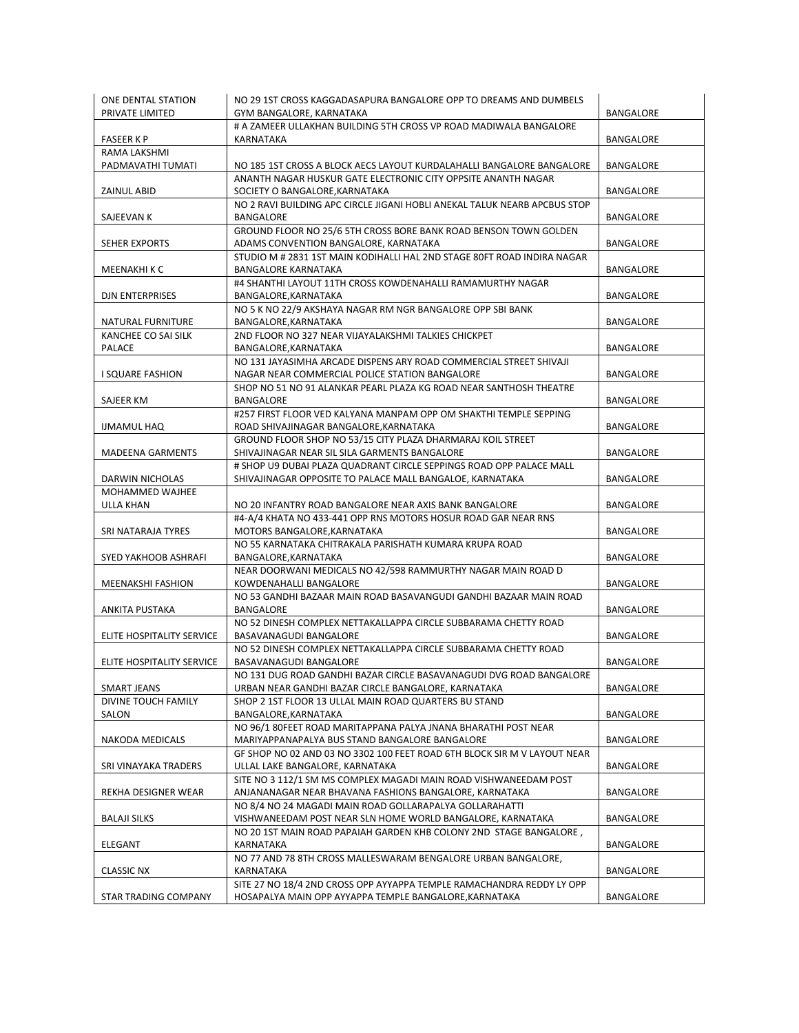| | | |
|---|---|---|
| ONE DENTAL STATION PRIVATE LIMITED | NO 29 1ST CROSS KAGGADASAPURA BANGALORE OPP TO DREAMS AND DUMBELS GYM BANGALORE, KARNATAKA | BANGALORE |
| FASEER K P | # A ZAMEER ULLAKHAN BUILDING 5TH CROSS VP ROAD MADIWALA BANGALORE KARNATAKA | BANGALORE |
| RAMA LAKSHMI PADMAVATHI TUMATI | NO 185 1ST CROSS A BLOCK AECS LAYOUT KURDALAHALLI BANGALORE BANGALORE | BANGALORE |
| ZAINUL ABID | ANANTH NAGAR HUSKUR GATE ELECTRONIC CITY OPPSITE ANANTH NAGAR SOCIETY O BANGALORE,KARNATAKA | BANGALORE |
| SAJEEVAN K | NO 2 RAVI BUILDING APC CIRCLE JIGANI HOBLI ANEKAL TALUK NEARB APCBUS STOP BANGALORE | BANGALORE |
| SEHER EXPORTS | GROUND FLOOR NO 25/6 5TH CROSS BORE BANK ROAD BENSON TOWN GOLDEN ADAMS CONVENTION BANGALORE, KARNATAKA | BANGALORE |
| MEENAKHI K C | STUDIO M # 2831 1ST MAIN KODIHALLI HAL 2ND STAGE 80FT ROAD INDIRA NAGAR BANGALORE KARNATAKA | BANGALORE |
| DJN ENTERPRISES | #4 SHANTHI LAYOUT 11TH CROSS KOWDENAHALLI RAMAMURTHY NAGAR BANGALORE,KARNATAKA | BANGALORE |
| NATURAL FURNITURE | NO 5 K NO 22/9 AKSHAYA NAGAR RM NGR BANGALORE OPP SBI BANK BANGALORE,KARNATAKA | BANGALORE |
| KANCHEE CO SAI SILK PALACE | 2ND FLOOR NO 327 NEAR VIJAYALAKSHMI TALKIES CHICKPET BANGALORE,KARNATAKA | BANGALORE |
| I SQUARE FASHION | NO 131 JAYASIMHA ARCADE DISPENS ARY ROAD COMMERCIAL STREET SHIVAJI NAGAR NEAR COMMERCIAL POLICE STATION BANGALORE | BANGALORE |
| SAJEER KM | SHOP NO 51 NO 91 ALANKAR PEARL PLAZA KG ROAD NEAR SANTHOSH THEATRE BANGALORE | BANGALORE |
| IJMAMUL HAQ | #257 FIRST FLOOR VED KALYANA MANPAM OPP OM SHAKTHI TEMPLE SEPPING ROAD SHIVAJINAGAR BANGALORE,KARNATAKA | BANGALORE |
| MADEENA GARMENTS | GROUND FLOOR SHOP NO 53/15 CITY PLAZA DHARMARAJ KOIL STREET SHIVAJINAGAR NEAR SIL SILA GARMENTS BANGALORE | BANGALORE |
| DARWIN NICHOLAS | # SHOP U9 DUBAI PLAZA QUADRANT CIRCLE SEPPINGS ROAD OPP PALACE MALL SHIVAJINAGAR OPPOSITE TO PALACE MALL BANGALOE, KARNATAKA | BANGALORE |
| MOHAMMED WAJHEE ULLA KHAN | NO 20 INFANTRY ROAD BANGALORE NEAR AXIS BANK BANGALORE | BANGALORE |
| SRI NATARAJA TYRES | #4-A/4 KHATA NO 433-441 OPP RNS MOTORS HOSUR ROAD GAR NEAR RNS MOTORS BANGALORE,KARNATAKA | BANGALORE |
| SYED YAKHOOB ASHRAFI | NO 55 KARNATAKA CHITRAKALA PARISHATH KUMARA KRUPA ROAD BANGALORE,KARNATAKA | BANGALORE |
| MEENAKSHI FASHION | NEAR DOORWANI MEDICALS NO 42/598 RAMMURTHY NAGAR MAIN ROAD D KOWDENAHALLI BANGALORE | BANGALORE |
| ANKITA PUSTAKA | NO 53 GANDHI BAZAAR MAIN ROAD BASAVANGUDI GANDHI BAZAAR MAIN ROAD BANGALORE | BANGALORE |
| ELITE HOSPITALITY SERVICE | NO 52 DINESH COMPLEX NETTAKALLAPPA CIRCLE SUBBARAMA CHETTY ROAD BASAVANAGUDI BANGALORE | BANGALORE |
| ELITE HOSPITALITY SERVICE | NO 52 DINESH COMPLEX NETTAKALLAPPA CIRCLE SUBBARAMA CHETTY ROAD BASAVANAGUDI BANGALORE | BANGALORE |
| SMART JEANS | NO 131 DUG ROAD GANDHI BAZAR CIRCLE BASAVANAGUDI DVG ROAD BANGALORE URBAN NEAR GANDHI BAZAR CIRCLE BANGALORE, KARNATAKA | BANGALORE |
| DIVINE TOUCH FAMILY SALON | SHOP 2 1ST FLOOR 13 ULLAL MAIN ROAD QUARTERS BU STAND BANGALORE,KARNATAKA | BANGALORE |
| NAKODA MEDICALS | NO 96/1 80FEET ROAD MARITAPPANA PALYA JNANA BHARATHI POST NEAR MARIYAPPANAPALYA BUS STAND BANGALORE BANGALORE | BANGALORE |
| SRI VINAYAKA TRADERS | GF SHOP NO 02 AND 03 NO 3302 100 FEET ROAD 6TH BLOCK SIR M V LAYOUT NEAR ULLAL LAKE BANGALORE, KARNATAKA | BANGALORE |
| REKHA DESIGNER WEAR | SITE NO 3 112/1 SM MS COMPLEX MAGADI MAIN ROAD VISHWANEEDAM POST ANJANANAGAR NEAR BHAVANA FASHIONS BANGALORE, KARNATAKA | BANGALORE |
| BALAJI SILKS | NO 8/4 NO 24 MAGADI MAIN ROAD GOLLARAPALYA GOLLARAHATTI VISHWANEEDAM POST NEAR SLN HOME WORLD BANGALORE, KARNATAKA | BANGALORE |
| ELEGANT | NO 20 1ST MAIN ROAD PAPAIAH GARDEN KHB COLONY 2ND STAGE BANGALORE , KARNATAKA | BANGALORE |
| CLASSIC NX | NO 77 AND 78 8TH CROSS MALLESWARAM BENGALORE URBAN BANGALORE, KARNATAKA | BANGALORE |
| STAR TRADING COMPANY | SITE 27 NO 18/4 2ND CROSS OPP AYYAPPA TEMPLE RAMACHANDRA REDDY LY OPP HOSAPALYA MAIN OPP AYYAPPA TEMPLE BANGALORE,KARNATAKA | BANGALORE |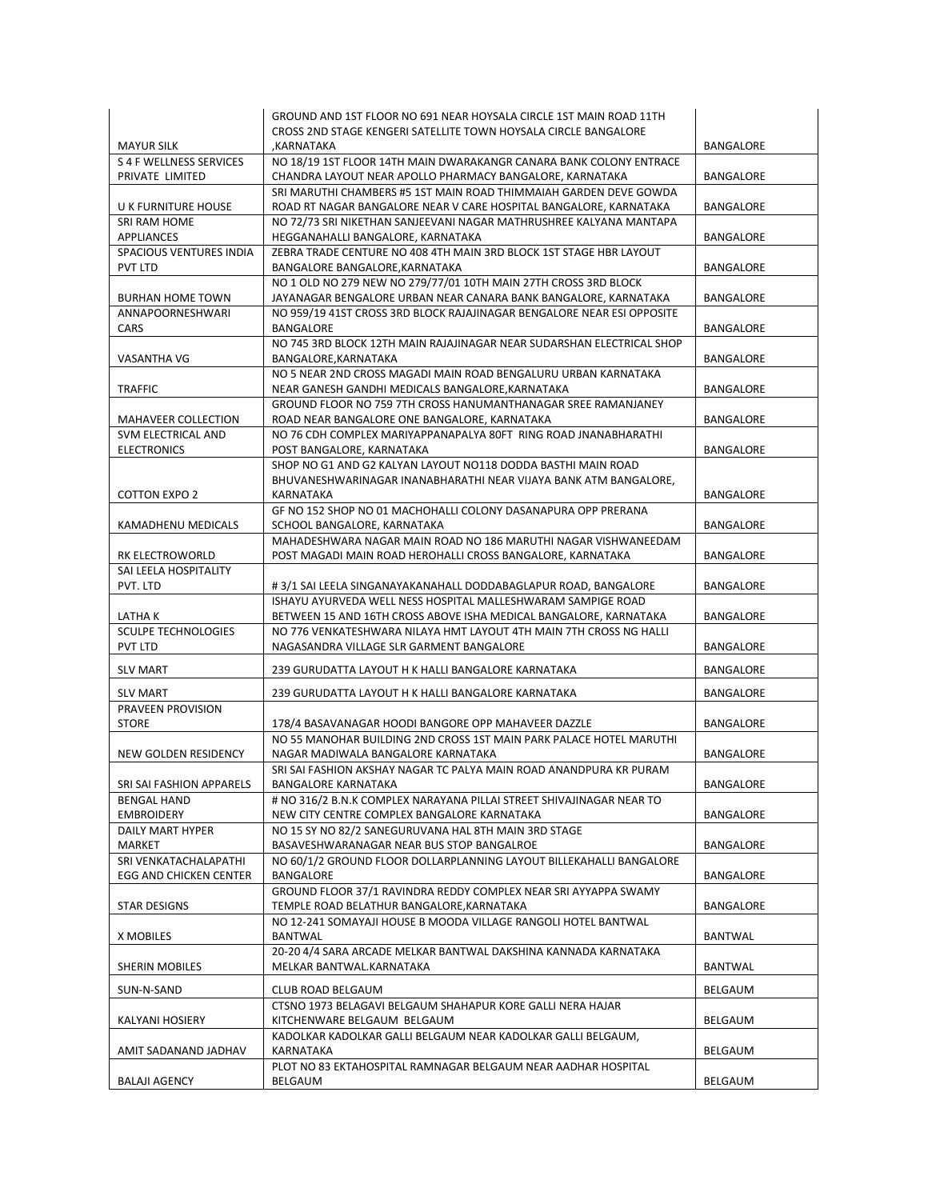| | | |
|---|---|---|
| MAYUR SILK | GROUND AND 1ST FLOOR NO 691 NEAR HOYSALA CIRCLE 1ST MAIN ROAD 11TH CROSS 2ND STAGE KENGERI SATELLITE TOWN HOYSALA CIRCLE BANGALORE ,KARNATAKA | BANGALORE |
| S 4 F WELLNESS SERVICES PRIVATE LIMITED | NO 18/19 1ST FLOOR 14TH MAIN DWARAKANGR CANARA BANK COLONY ENTRACE CHANDRA LAYOUT NEAR APOLLO PHARMACY BANGALORE, KARNATAKA | BANGALORE |
| U K FURNITURE HOUSE | SRI MARUTHI CHAMBERS #5 1ST MAIN ROAD THIMMAIAH GARDEN DEVE GOWDA ROAD RT NAGAR BANGALORE NEAR V CARE HOSPITAL BANGALORE, KARNATAKA | BANGALORE |
| SRI RAM HOME APPLIANCES | NO 72/73 SRI NIKETHAN SANJEEVANI NAGAR MATHRUSHREE KALYANA MANTAPA HEGGANAHALLI BANGALORE, KARNATAKA | BANGALORE |
| SPACIOUS VENTURES INDIA PVT LTD | ZEBRA TRADE CENTURE NO 408 4TH MAIN 3RD BLOCK 1ST STAGE HBR LAYOUT BANGALORE BANGALORE,KARNATAKA | BANGALORE |
| BURHAN HOME TOWN | NO 1 OLD NO 279 NEW NO 279/77/01 10TH MAIN 27TH CROSS 3RD BLOCK JAYANAGAR BENGALORE URBAN NEAR CANARA BANK BANGALORE, KARNATAKA | BANGALORE |
| ANNAPOORNESHWARI CARS | NO 959/19 41ST CROSS 3RD BLOCK RAJAJINAGAR BENGALORE NEAR ESI OPPOSITE BANGALORE | BANGALORE |
| VASANTHA VG | NO 745 3RD BLOCK 12TH MAIN RAJAJINAGAR NEAR SUDARSHAN ELECTRICAL SHOP BANGALORE,KARNATAKA | BANGALORE |
| TRAFFIC | NO 5 NEAR 2ND CROSS MAGADI MAIN ROAD BENGALURU URBAN KARNATAKA NEAR GANESH GANDHI MEDICALS BANGALORE,KARNATAKA | BANGALORE |
| MAHAVEER COLLECTION | GROUND FLOOR NO 759 7TH CROSS HANUMANTHANAGAR SREE RAMANJANEY ROAD NEAR BANGALORE ONE BANGALORE, KARNATAKA | BANGALORE |
| SVM ELECTRICAL AND ELECTRONICS | NO 76 CDH COMPLEX MARIYAPPANAPALYA 80FT RING ROAD JNANABHARATHI POST BANGALORE, KARNATAKA | BANGALORE |
| COTTON EXPO 2 | SHOP NO G1 AND G2 KALYAN LAYOUT NO118 DODDA BASTHI MAIN ROAD BHUVANESHWARINAGAR INANABHARATHI NEAR VIJAYA BANK ATM BANGALORE, KARNATAKA | BANGALORE |
| KAMADHENU MEDICALS | GF NO 152 SHOP NO 01 MACHOHALLI COLONY DASANAPURA OPP PRERANA SCHOOL BANGALORE, KARNATAKA | BANGALORE |
| RK ELECTROWORLD | MAHADESHWARA NAGAR MAIN ROAD NO 186 MARUTHI NAGAR VISHWANEEDAM POST MAGADI MAIN ROAD HEROHALLI CROSS BANGALORE, KARNATAKA | BANGALORE |
| SAI LEELA HOSPITALITY PVT. LTD | # 3/1 SAI LEELA SINGANAYAKANAHALL DODDABAGLAPUR ROAD, BANGALORE | BANGALORE |
| LATHA K | ISHAYU AYURVEDA WELL NESS HOSPITAL MALLESHWARAM SAMPIGE ROAD BETWEEN 15 AND 16TH CROSS ABOVE ISHA MEDICAL BANGALORE, KARNATAKA | BANGALORE |
| SCULPE TECHNOLOGIES PVT LTD | NO 776 VENKATESHWARA NILAYA HMT LAYOUT 4TH MAIN 7TH CROSS NG HALLI NAGASANDRA VILLAGE SLR GARMENT BANGALORE | BANGALORE |
| SLV MART | 239 GURUDATTA LAYOUT H K HALLI BANGALORE KARNATAKA | BANGALORE |
| SLV MART | 239 GURUDATTA LAYOUT H K HALLI BANGALORE KARNATAKA | BANGALORE |
| PRAVEEN PROVISION STORE | 178/4 BASAVANAGAR HOODI BANGORE OPP MAHAVEER DAZZLE | BANGALORE |
| NEW GOLDEN RESIDENCY | NO 55 MANOHAR BUILDING 2ND CROSS 1ST MAIN PARK PALACE HOTEL MARUTHI NAGAR MADIWALA BANGALORE KARNATAKA | BANGALORE |
| SRI SAI FASHION APPARELS | SRI SAI FASHION AKSHAY NAGAR TC PALYA MAIN ROAD ANANDPURA KR PURAM BANGALORE KARNATAKA | BANGALORE |
| BENGAL HAND EMBROIDERY | # NO 316/2 B.N.K COMPLEX NARAYANA PILLAI STREET SHIVAJINAGAR NEAR TO NEW CITY CENTRE COMPLEX BANGALORE KARNATAKA | BANGALORE |
| DAILY MART HYPER MARKET | NO 15 SY NO 82/2 SANEGURUVANA HAL 8TH MAIN 3RD STAGE BASAVESHWARANAGAR NEAR BUS STOP BANGALROE | BANGALORE |
| SRI VENKATACHALAPATHI EGG AND CHICKEN CENTER | NO 60/1/2 GROUND FLOOR DOLLARPLANNING LAYOUT BILLEKAHALLI BANGALORE BANGALORE | BANGALORE |
| STAR DESIGNS | GROUND FLOOR 37/1 RAVINDRA REDDY COMPLEX NEAR SRI AYYAPPA SWAMY TEMPLE ROAD BELATHUR BANGALORE,KARNATAKA | BANGALORE |
| X MOBILES | NO 12-241 SOMAYAJI HOUSE B MOODA VILLAGE RANGOLI HOTEL BANTWAL BANTWAL | BANTWAL |
| SHERIN MOBILES | 20-20 4/4 SARA ARCADE MELKAR BANTWAL DAKSHINA KANNADA KARNATAKA MELKAR BANTWAL.KARNATAKA | BANTWAL |
| SUN-N-SAND | CLUB ROAD BELGAUM | BELGAUM |
| KALYANI HOSIERY | CTSNO 1973 BELAGAVI BELGAUM SHAHAPUR KORE GALLI NERA HAJAR KITCHENWARE BELGAUM BELGAUM | BELGAUM |
| AMIT SADANAND JADHAV | KADOLKAR KADOLKAR GALLI BELGAUM NEAR KADOLKAR GALLI BELGAUM, KARNATAKA | BELGAUM |
| BALAJI AGENCY | PLOT NO 83 EKTAHOSPITAL RAMNAGAR BELGAUM NEAR AADHAR HOSPITAL BELGAUM | BELGAUM |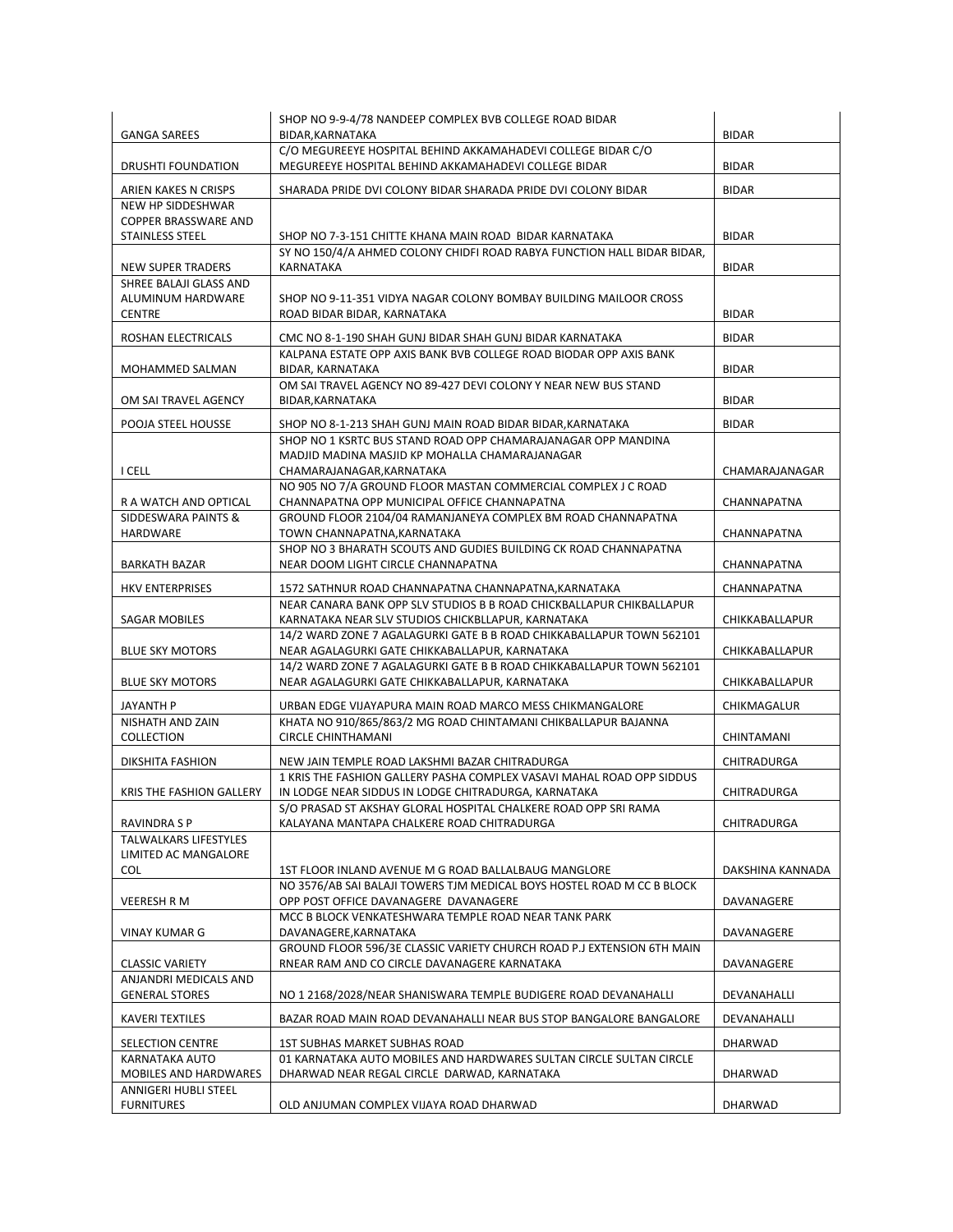| | | |
|---|---|---|
| GANGA SAREES | SHOP NO 9-9-4/78 NANDEEP COMPLEX BVB COLLEGE ROAD BIDAR BIDAR,KARNATAKA | BIDAR |
| DRUSHTI FOUNDATION | C/O MEGUREEYE HOSPITAL BEHIND AKKAMAHADEVI COLLEGE BIDAR C/O MEGUREEYE HOSPITAL BEHIND AKKAMAHADEVI COLLEGE BIDAR | BIDAR |
| ARIEN KAKES N CRISPS | SHARADA PRIDE DVI COLONY BIDAR SHARADA PRIDE DVI COLONY BIDAR | BIDAR |
| NEW HP SIDDESHWAR COPPER BRASSWARE AND STAINLESS STEEL | SHOP NO 7-3-151 CHITTE KHANA MAIN ROAD BIDAR KARNATAKA | BIDAR |
| NEW SUPER TRADERS | SY NO 150/4/A AHMED COLONY CHIDFI ROAD RABYA FUNCTION HALL BIDAR BIDAR, KARNATAKA | BIDAR |
| SHREE BALAJI GLASS AND ALUMINUM HARDWARE CENTRE | SHOP NO 9-11-351 VIDYA NAGAR COLONY BOMBAY BUILDING MAILOOR CROSS ROAD BIDAR BIDAR, KARNATAKA | BIDAR |
| ROSHAN ELECTRICALS | CMC NO 8-1-190 SHAH GUNJ BIDAR SHAH GUNJ BIDAR KARNATAKA | BIDAR |
| MOHAMMED SALMAN | KALPANA ESTATE OPP AXIS BANK BVB COLLEGE ROAD BIODAR OPP AXIS BANK BIDAR, KARNATAKA | BIDAR |
| OM SAI TRAVEL AGENCY | OM SAI TRAVEL AGENCY NO 89-427 DEVI COLONY Y NEAR NEW BUS STAND BIDAR,KARNATAKA | BIDAR |
| POOJA STEEL HOUSSE | SHOP NO 8-1-213 SHAH GUNJ MAIN ROAD BIDAR BIDAR,KARNATAKA | BIDAR |
| I CELL | SHOP NO 1 KSRTC BUS STAND ROAD OPP CHAMARAJANAGAR OPP MANDINA MADJID MADINA MASJID KP MOHALLA CHAMARAJANAGAR CHAMARAJANAGAR,KARNATAKA | CHAMARAJANAGAR |
| R A WATCH AND OPTICAL | NO 905 NO 7/A GROUND FLOOR MASTAN COMMERCIAL COMPLEX J C ROAD CHANNAPATNA OPP MUNICIPAL OFFICE CHANNAPATNA | CHANNAPATNA |
| SIDDESWARA PAINTS & HARDWARE | GROUND FLOOR 2104/04 RAMANJANEYA COMPLEX BM ROAD CHANNAPATNA TOWN CHANNAPATNA,KARNATAKA | CHANNAPATNA |
| BARKATH BAZAR | SHOP NO 3 BHARATH SCOUTS AND GUDIES BUILDING CK ROAD CHANNAPATNA NEAR DOOM LIGHT CIRCLE CHANNAPATNA | CHANNAPATNA |
| HKV ENTERPRISES | 1572 SATHNUR ROAD CHANNAPATNA CHANNAPATNA,KARNATAKA | CHANNAPATNA |
| SAGAR MOBILES | NEAR CANARA BANK OPP SLV STUDIOS B B ROAD CHICKBALLAPUR CHIKBALLAPUR KARNATAKA NEAR SLV STUDIOS CHICKBLLAPUR, KARNATAKA | CHIKKABALLAPUR |
| BLUE SKY MOTORS | 14/2 WARD ZONE 7 AGALAGURKI GATE B B ROAD CHIKKABALLAPUR TOWN 562101 NEAR AGALAGURKI GATE CHIKKABALLAPUR, KARNATAKA | CHIKKABALLAPUR |
| BLUE SKY MOTORS | 14/2 WARD ZONE 7 AGALAGURKI GATE B B ROAD CHIKKABALLAPUR TOWN 562101 NEAR AGALAGURKI GATE CHIKKABALLAPUR, KARNATAKA | CHIKKABALLAPUR |
| JAYANTH P | URBAN EDGE VIJAYAPURA MAIN ROAD MARCO MESS CHIKMANGALORE | CHIKMAGALUR |
| NISHATH AND ZAIN COLLECTION | KHATA NO 910/865/863/2 MG ROAD CHINTAMANI CHIKBALLAPUR BAJANNA CIRCLE CHINTHAMANI | CHINTAMANI |
| DIKSHITA FASHION | NEW JAIN TEMPLE ROAD LAKSHMI BAZAR CHITRADURGA | CHITRADURGA |
| KRIS THE FASHION GALLERY | 1 KRIS THE FASHION GALLERY PASHA COMPLEX VASAVI MAHAL ROAD OPP SIDDUS IN LODGE NEAR SIDDUS IN LODGE CHITRADURGA, KARNATAKA | CHITRADURGA |
| RAVINDRA S P | S/O PRASAD ST AKSHAY GLORAL HOSPITAL CHALKERE ROAD OPP SRI RAMA KALAYANA MANTAPA CHALKERE ROAD CHITRADURGA | CHITRADURGA |
| TALWALKARS LIFESTYLES LIMITED AC MANGALORE COL | 1ST FLOOR INLAND AVENUE M G ROAD BALLALBAUG MANGLORE | DAKSHINA KANNADA |
| VEERESH R M | NO 3576/AB SAI BALAJI TOWERS TJM MEDICAL BOYS HOSTEL ROAD M CC B BLOCK OPP POST OFFICE DAVANAGERE DAVANAGERE | DAVANAGERE |
| VINAY KUMAR G | MCC B BLOCK VENKATESHWARA TEMPLE ROAD NEAR TANK PARK DAVANAGERE,KARNATAKA | DAVANAGERE |
| CLASSIC VARIETY | GROUND FLOOR 596/3E CLASSIC VARIETY CHURCH ROAD P.J EXTENSION 6TH MAIN RNEAR RAM AND CO CIRCLE DAVANAGERE KARNATAKA | DAVANAGERE |
| ANJANDRI MEDICALS AND GENERAL STORES | NO 1 2168/2028/NEAR SHANISWARA TEMPLE BUDIGERE ROAD DEVANAHALLI | DEVANAHALLI |
| KAVERI TEXTILES | BAZAR ROAD MAIN ROAD DEVANAHALLI NEAR BUS STOP BANGALORE BANGALORE | DEVANAHALLI |
| SELECTION CENTRE | 1ST SUBHAS MARKET SUBHAS ROAD | DHARWAD |
| KARNATAKA AUTO MOBILES AND HARDWARES | 01 KARNATAKA AUTO MOBILES AND HARDWARES SULTAN CIRCLE SULTAN CIRCLE DHARWAD NEAR REGAL CIRCLE DARWAD, KARNATAKA | DHARWAD |
| ANNIGERI HUBLI STEEL FURNITURES | OLD ANJUMAN COMPLEX VIJAYA ROAD DHARWAD | DHARWAD |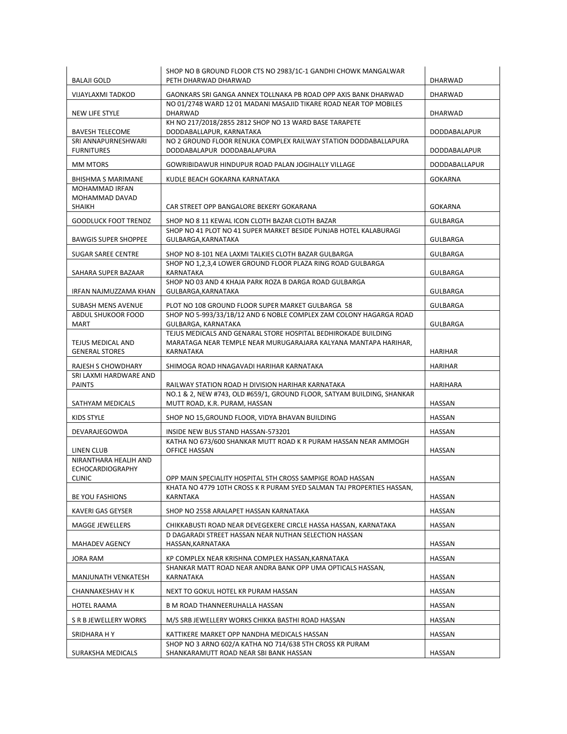| | | |
|---|---|---|
| BALAJI GOLD | SHOP NO B GROUND FLOOR CTS NO 2983/1C-1 GANDHI CHOWK MANGALWAR PETH DHARWAD DHARWAD | DHARWAD |
| VIJAYLAXMI TADKOD | GAONKARS SRI GANGA ANNEX TOLLNAKA PB ROAD OPP AXIS BANK DHARWAD | DHARWAD |
| NEW LIFE STYLE | NO 01/2748 WARD 12 01 MADANI MASAJID TIKARE ROAD NEAR TOP MOBILES DHARWAD | DHARWAD |
| BAVESH TELECOME | KH NO 217/2018/2855 2812 SHOP NO 13 WARD BASE TARAPETE DODDABALLAPUR, KARNATAKA | DODDABALAPUR |
| SRI ANNAPURNESHWARI FURNITURES | NO 2 GROUND FLOOR RENUKA COMPLEX RAILWAY STATION DODDABALLAPURA DODDABALAPUR DODDABALAPURA | DODDABALAPUR |
| MM MTORS | GOWRIBIDAWUR HINDUPUR ROAD PALAN JOGIHALLY VILLAGE | DODDABALLAPUR |
| BHISHMA S MARIMANE | KUDLE BEACH GOKARNA KARNATAKA | GOKARNA |
| MOHAMMAD IRFAN MOHAMMAD DAVAD SHAIKH | CAR STREET OPP BANGALORE BEKERY GOKARANA | GOKARNA |
| GOODLUCK FOOT TRENDZ | SHOP NO 8 11 KEWAL ICON CLOTH BAZAR CLOTH BAZAR | GULBARGA |
| BAWGIS SUPER SHOPPEE | SHOP NO 41 PLOT NO 41 SUPER MARKET BESIDE PUNJAB HOTEL KALABURAGI GULBARGA,KARNATAKA | GULBARGA |
| SUGAR SAREE CENTRE | SHOP NO 8-101 NEA LAXMI TALKIES CLOTH BAZAR GULBARGA | GULBARGA |
| SAHARA SUPER BAZAAR | SHOP NO 1,2,3,4 LOWER GROUND FLOOR PLAZA RING ROAD GULBARGA KARNATAKA | GULBARGA |
| IRFAN NAJMUZZAMA KHAN | SHOP NO 03 AND 4 KHAJA PARK ROZA B DARGA ROAD GULBARGA GULBARGA,KARNATAKA | GULBARGA |
| SUBASH MENS AVENUE | PLOT NO 108 GROUND FLOOR SUPER MARKET GULBARGA 58 | GULBARGA |
| ABDUL SHUKOOR FOOD MART | SHOP NO 5-993/33/1B/12 AND 6 NOBLE COMPLEX ZAM COLONY HAGARGA ROAD GULBARGA, KARNATAKA | GULBARGA |
| TEJUS MEDICAL AND GENERAL STORES | TEJUS MEDICALS AND GENARAL STORE HOSPITAL BEDHIROKADE BUILDING MARATAGA NEAR TEMPLE NEAR MURUGARAJARA KALYANA MANTAPA HARIHAR, KARNATAKA | HARIHAR |
| RAJESH S CHOWDHARY | SHIMOGA ROAD HNAGAVADI HARIHAR KARNATAKA | HARIHAR |
| SRI LAXMI HARDWARE AND PAINTS | RAILWAY STATION ROAD H DIVISION HARIHAR KARNATAKA | HARIHARA |
| SATHYAM MEDICALS | NO.1 & 2, NEW #743, OLD #659/1, GROUND FLOOR, SATYAM BUILDING, SHANKAR MUTT ROAD, K.R. PURAM, HASSAN | HASSAN |
| KIDS STYLE | SHOP NO 15,GROUND FLOOR, VIDYA BHAVAN BUILDING | HASSAN |
| DEVARAJEGOWDA | INSIDE NEW BUS STAND HASSAN-573201 | HASSAN |
| LINEN CLUB | KATHA NO 673/600 SHANKAR MUTT ROAD K R PURAM HASSAN NEAR AMMOGH OFFICE HASSAN | HASSAN |
| NIRANTHARA HEALIH AND ECHOCARDIOGRAPHY CLINIC | OPP MAIN SPECIALITY HOSPITAL 5TH CROSS SAMPIGE ROAD HASSAN | HASSAN |
| BE YOU FASHIONS | KHATA NO 4779 10TH CROSS K R PURAM SYED SALMAN TAJ PROPERTIES HASSAN, KARNTAKA | HASSAN |
| KAVERI GAS GEYSER | SHOP NO 2558 ARALAPET HASSAN KARNATAKA | HASSAN |
| MAGGE JEWELLERS | CHIKKABUSTI ROAD NEAR DEVEGEKERE CIRCLE HASSA HASSAN, KARNATAKA | HASSAN |
| MAHADEV AGENCY | D DAGARADI STREET HASSAN NEAR NUTHAN SELECTION HASSAN HASSAN,KARNATAKA | HASSAN |
| JORA RAM | KP COMPLEX NEAR KRISHNA COMPLEX HASSAN,KARNATAKA | HASSAN |
| MANJUNATH VENKATESH | SHANKAR MATT ROAD NEAR ANDRA BANK OPP UMA OPTICALS HASSAN, KARNATAKA | HASSAN |
| CHANNAKESHAV H K | NEXT TO GOKUL HOTEL KR PURAM HASSAN | HASSAN |
| HOTEL RAAMA | B M ROAD THANNEERUHALLA HASSAN | HASSAN |
| S R B JEWELLERY WORKS | M/S SRB JEWELLERY WORKS CHIKKA BASTHI ROAD HASSAN | HASSAN |
| SRIDHARA H Y | KATTIKERE MARKET OPP NANDHA MEDICALS HASSAN | HASSAN |
| SURAKSHA MEDICALS | SHOP NO 3 ARNO 602/A KATHA NO 714/638 5TH CROSS KR PURAM SHANKARAMUTT ROAD NEAR SBI BANK HASSAN | HASSAN |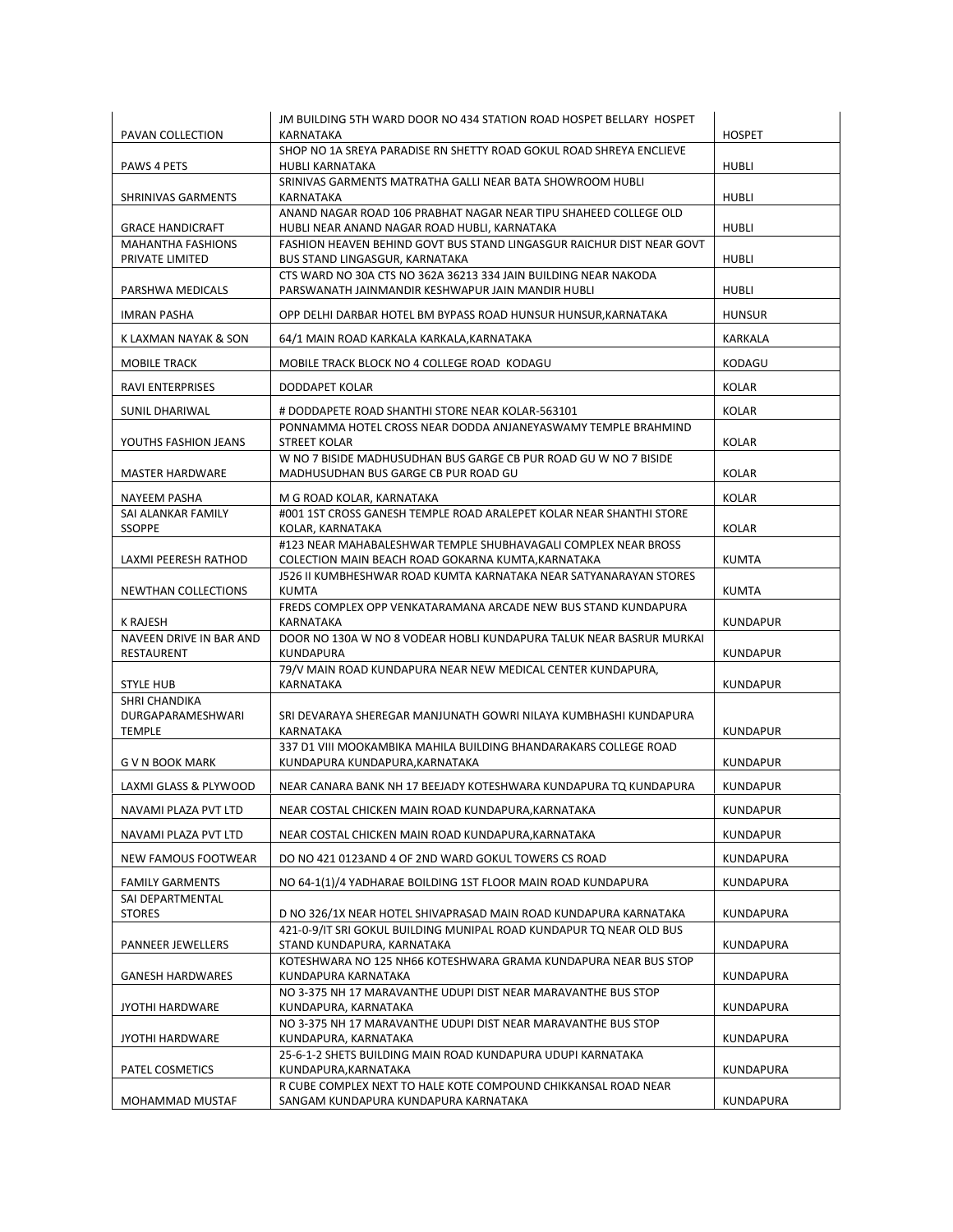| | | |
|---|---|---|
| PAVAN COLLECTION | JM BUILDING 5TH WARD DOOR NO 434 STATION ROAD HOSPET BELLARY HOSPET KARNATAKA | HOSPET |
| PAWS 4 PETS | SHOP NO 1A SREYA PARADISE RN SHETTY ROAD GOKUL ROAD SHREYA ENCLIEVE HUBLI KARNATAKA | HUBLI |
| SHRINIVAS GARMENTS | SRINIVAS GARMENTS MATRATHA GALLI NEAR BATA SHOWROOM HUBLI KARNATAKA | HUBLI |
| GRACE HANDICRAFT | ANAND NAGAR ROAD 106 PRABHAT NAGAR NEAR TIPU SHAHEED COLLEGE OLD HUBLI NEAR ANAND NAGAR ROAD HUBLI, KARNATAKA | HUBLI |
| MAHANTHA FASHIONS PRIVATE LIMITED | FASHION HEAVEN BEHIND GOVT BUS STAND LINGASGUR RAICHUR DIST NEAR GOVT BUS STAND LINGASGUR, KARNATAKA | HUBLI |
| PARSHWA MEDICALS | CTS WARD NO 30A CTS NO 362A 36213 334 JAIN BUILDING NEAR NAKODA PARSWANATH JAINMANDIR KESHWAPUR JAIN MANDIR HUBLI | HUBLI |
| IMRAN PASHA | OPP DELHI DARBAR HOTEL BM BYPASS ROAD HUNSUR HUNSUR,KARNATAKA | HUNSUR |
| K LAXMAN NAYAK & SON | 64/1 MAIN ROAD KARKALA KARKALA,KARNATAKA | KARKALA |
| MOBILE TRACK | MOBILE TRACK BLOCK NO 4 COLLEGE ROAD KODAGU | KODAGU |
| RAVI ENTERPRISES | DODDAPET KOLAR | KOLAR |
| SUNIL DHARIWAL | # DODDAPETE ROAD SHANTHI STORE NEAR KOLAR-563101 | KOLAR |
| YOUTHS FASHION JEANS | PONNAMMA HOTEL CROSS NEAR DODDA ANJANEYASWAMY TEMPLE BRAHMIND STREET KOLAR | KOLAR |
| MASTER HARDWARE | W NO 7 BISIDE MADHUSUDHAN BUS GARGE CB PUR ROAD GU W NO 7 BISIDE MADHUSUDHAN BUS GARGE CB PUR ROAD GU | KOLAR |
| NAYEEM PASHA | M G ROAD KOLAR, KARNATAKA | KOLAR |
| SAI ALANKAR FAMILY SSOPPE | #001 1ST CROSS GANESH TEMPLE ROAD ARALEPET KOLAR NEAR SHANTHI STORE KOLAR, KARNATAKA | KOLAR |
| LAXMI PEERESH RATHOD | #123 NEAR MAHABALESHWAR TEMPLE SHUBHAVAGALI COMPLEX NEAR BROSS COLECTION MAIN BEACH ROAD GOKARNA KUMTA,KARNATAKA | KUMTA |
| NEWTHAN COLLECTIONS | J526 II KUMBHESHWAR ROAD KUMTA KARNATAKA NEAR SATYANARAYAN STORES KUMTA | KUMTA |
| K RAJESH | FREDS COMPLEX OPP VENKATARAMANA ARCADE NEW BUS STAND KUNDAPURA KARNATAKA | KUNDAPUR |
| NAVEEN DRIVE IN BAR AND RESTAURENT | DOOR NO 130A W NO 8 VODEAR HOBLI KUNDAPURA TALUK NEAR BASRUR MURKAI KUNDAPURA | KUNDAPUR |
| STYLE HUB | 79/V MAIN ROAD KUNDAPURA NEAR NEW MEDICAL CENTER KUNDAPURA, KARNATAKA | KUNDAPUR |
| SHRI CHANDIKA DURGAPARAMESHWARI TEMPLE | SRI DEVARAYA SHEREGAR MANJUNATH GOWRI NILAYA KUMBHASHI KUNDAPURA KARNATAKA | KUNDAPUR |
| G V N BOOK MARK | 337 D1 VIII MOOKAMBIKA MAHILA BUILDING BHANDARAKARS COLLEGE ROAD KUNDAPURA KUNDAPURA,KARNATAKA | KUNDAPUR |
| LAXMI GLASS & PLYWOOD | NEAR CANARA BANK NH 17 BEEJADY KOTESHWARA KUNDAPURA TQ KUNDAPURA | KUNDAPUR |
| NAVAMI PLAZA PVT LTD | NEAR COSTAL CHICKEN MAIN ROAD KUNDAPURA,KARNATAKA | KUNDAPUR |
| NAVAMI PLAZA PVT LTD | NEAR COSTAL CHICKEN MAIN ROAD KUNDAPURA,KARNATAKA | KUNDAPUR |
| NEW FAMOUS FOOTWEAR | DO NO 421 0123AND 4 OF 2ND WARD GOKUL TOWERS CS ROAD | KUNDAPURA |
| FAMILY GARMENTS | NO 64-1(1)/4 YADHARAE BOILDING 1ST FLOOR MAIN ROAD KUNDAPURA | KUNDAPURA |
| SAI DEPARTMENTAL STORES | D NO 326/1X NEAR HOTEL SHIVAPRASAD MAIN ROAD KUNDAPURA KARNATAKA | KUNDAPURA |
| PANNEER JEWELLERS | 421-0-9/IT SRI GOKUL BUILDING MUNIPAL ROAD KUNDAPUR TQ NEAR OLD BUS STAND KUNDAPURA, KARNATAKA | KUNDAPURA |
| GANESH HARDWARES | KOTESHWARA NO 125 NH66 KOTESHWARA GRAMA KUNDAPURA NEAR BUS STOP KUNDAPURA KARNATAKA | KUNDAPURA |
| JYOTHI HARDWARE | NO 3-375 NH 17 MARAVANTHE UDUPI DIST NEAR MARAVANTHE BUS STOP KUNDAPURA, KARNATAKA | KUNDAPURA |
| JYOTHI HARDWARE | NO 3-375 NH 17 MARAVANTHE UDUPI DIST NEAR MARAVANTHE BUS STOP KUNDAPURA, KARNATAKA | KUNDAPURA |
| PATEL COSMETICS | 25-6-1-2 SHETS BUILDING MAIN ROAD KUNDAPURA UDUPI KARNATAKA KUNDAPURA,KARNATAKA | KUNDAPURA |
| MOHAMMAD MUSTAF | R CUBE COMPLEX NEXT TO HALE KOTE COMPOUND CHIKKANSAL ROAD NEAR SANGAM KUNDAPURA KUNDAPURA KARNATAKA | KUNDAPURA |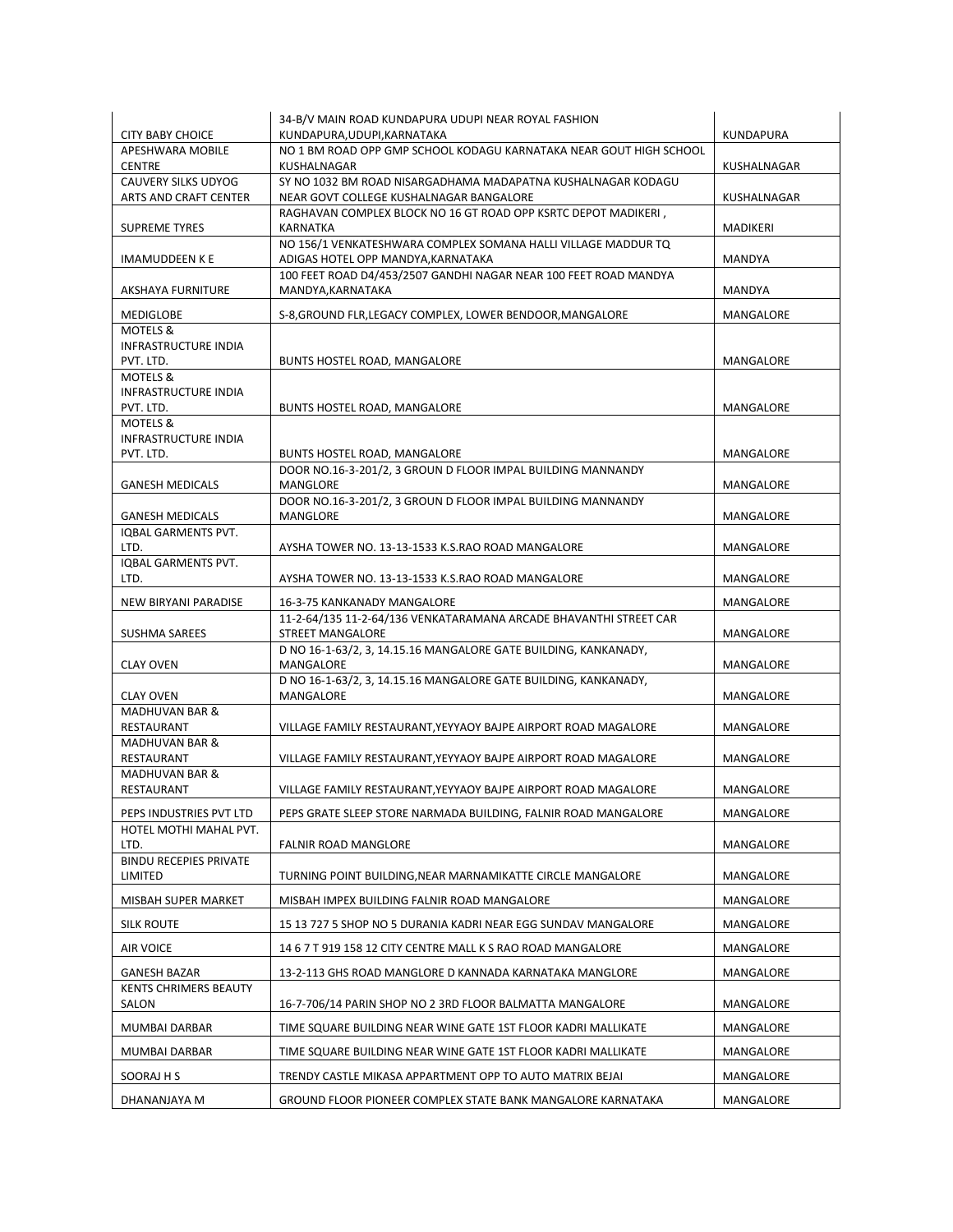| | | |
|---|---|---|
| CITY BABY CHOICE | 34-B/V MAIN ROAD KUNDAPURA UDUPI NEAR ROYAL FASHION KUNDAPURA,UDUPI,KARNATAKA | KUNDAPURA |
| APESHWARA MOBILE CENTRE | NO 1 BM ROAD OPP GMP SCHOOL KODAGU KARNATAKA NEAR GOUT HIGH SCHOOL KUSHALNAGAR | KUSHALNAGAR |
| CAUVERY SILKS UDYOG ARTS AND CRAFT CENTER | SY NO 1032 BM ROAD NISARGADHAMA MADAPATNA KUSHALNAGAR KODAGU NEAR GOVT COLLEGE KUSHALNAGAR BANGALORE | KUSHALNAGAR |
| SUPREME TYRES | RAGHAVAN COMPLEX BLOCK NO 16 GT ROAD OPP KSRTC DEPOT MADIKERI , KARNATKA | MADIKERI |
| IMAMUDDEEN K E | NO 156/1 VENKATESHWARA COMPLEX SOMANA HALLI VILLAGE MADDUR TQ ADIGAS HOTEL OPP MANDYA,KARNATAKA | MANDYA |
| AKSHAYA FURNITURE | 100 FEET ROAD D4/453/2507 GANDHI NAGAR NEAR 100 FEET ROAD MANDYA MANDYA,KARNATAKA | MANDYA |
| MEDIGLOBE | S-8,GROUND FLR,LEGACY COMPLEX, LOWER BENDOOR,MANGALORE | MANGALORE |
| MOTELS & INFRASTRUCTURE INDIA PVT. LTD. | BUNTS HOSTEL ROAD, MANGALORE | MANGALORE |
| MOTELS & INFRASTRUCTURE INDIA PVT. LTD. | BUNTS HOSTEL ROAD, MANGALORE | MANGALORE |
| MOTELS & INFRASTRUCTURE INDIA PVT. LTD. | BUNTS HOSTEL ROAD, MANGALORE | MANGALORE |
| GANESH MEDICALS | DOOR NO.16-3-201/2, 3 GROUN D FLOOR IMPAL BUILDING MANNANDY MANGLORE | MANGALORE |
| GANESH MEDICALS | DOOR NO.16-3-201/2, 3 GROUN D FLOOR IMPAL BUILDING MANNANDY MANGLORE | MANGALORE |
| IQBAL GARMENTS PVT. LTD. | AYSHA TOWER NO. 13-13-1533 K.S.RAO ROAD MANGALORE | MANGALORE |
| IQBAL GARMENTS PVT. LTD. | AYSHA TOWER NO. 13-13-1533 K.S.RAO ROAD MANGALORE | MANGALORE |
| NEW BIRYANI PARADISE | 16-3-75 KANKANADY MANGALORE | MANGALORE |
| SUSHMA SAREES | 11-2-64/135 11-2-64/136 VENKATARAMANA ARCADE BHAVANTHI STREET CAR STREET MANGALORE | MANGALORE |
| CLAY OVEN | D NO 16-1-63/2, 3, 14.15.16 MANGALORE GATE BUILDING, KANKANADY, MANGALORE | MANGALORE |
| CLAY OVEN | D NO 16-1-63/2, 3, 14.15.16 MANGALORE GATE BUILDING, KANKANADY, MANGALORE | MANGALORE |
| MADHUVAN BAR & RESTAURANT | VILLAGE FAMILY RESTAURANT,YEYYAOY BAJPE AIRPORT ROAD MAGALORE | MANGALORE |
| MADHUVAN BAR & RESTAURANT | VILLAGE FAMILY RESTAURANT,YEYYAOY BAJPE AIRPORT ROAD MAGALORE | MANGALORE |
| MADHUVAN BAR & RESTAURANT | VILLAGE FAMILY RESTAURANT,YEYYAOY BAJPE AIRPORT ROAD MAGALORE | MANGALORE |
| PEPS INDUSTRIES PVT LTD | PEPS GRATE SLEEP STORE NARMADA BUILDING, FALNIR ROAD MANGALORE | MANGALORE |
| HOTEL MOTHI MAHAL PVT. LTD. | FALNIR ROAD MANGLORE | MANGALORE |
| BINDU RECEPIES PRIVATE LIMITED | TURNING POINT BUILDING,NEAR MARNAMIKATTE CIRCLE MANGALORE | MANGALORE |
| MISBAH SUPER MARKET | MISBAH IMPEX BUILDING FALNIR ROAD MANGALORE | MANGALORE |
| SILK ROUTE | 15 13 727 5 SHOP NO 5 DURANIA KADRI NEAR EGG SUNDAV MANGALORE | MANGALORE |
| AIR VOICE | 14 6 7 T 919 158 12 CITY CENTRE MALL K S RAO ROAD MANGALORE | MANGALORE |
| GANESH BAZAR | 13-2-113 GHS ROAD MANGLORE D KANNADA KARNATAKA MANGLORE | MANGALORE |
| KENTS CHRIMERS BEAUTY SALON | 16-7-706/14 PARIN SHOP NO 2 3RD FLOOR BALMATTA MANGALORE | MANGALORE |
| MUMBAI DARBAR | TIME SQUARE BUILDING NEAR WINE GATE 1ST FLOOR KADRI MALLIKATE | MANGALORE |
| MUMBAI DARBAR | TIME SQUARE BUILDING NEAR WINE GATE 1ST FLOOR KADRI MALLIKATE | MANGALORE |
| SOORAJ H S | TRENDY CASTLE MIKASA APPARTMENT OPP TO AUTO MATRIX BEJAI | MANGALORE |
| DHANANJAYA M | GROUND FLOOR PIONEER COMPLEX STATE BANK MANGALORE KARNATAKA | MANGALORE |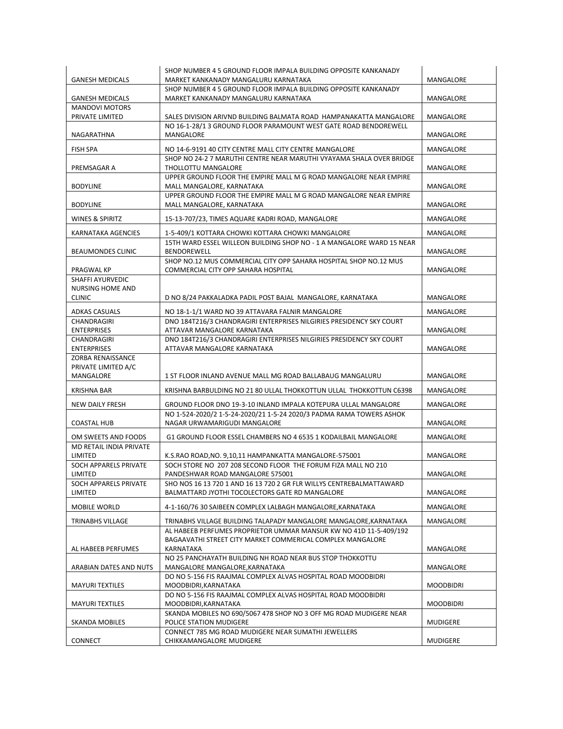| GANESH MEDICALS | SHOP NUMBER 4 5 GROUND FLOOR IMPALA BUILDING OPPOSITE KANKANADY MARKET KANKANADY MANGALURU KARNATAKA | MANGALORE |
|---|---|---|
| GANESH MEDICALS | SHOP NUMBER 4 5 GROUND FLOOR IMPALA BUILDING OPPOSITE KANKANADY MARKET KANKANADY MANGALURU KARNATAKA | MANGALORE |
| MANDOVI MOTORS PRIVATE LIMITED | SALES DIVISION ARIVND BUILDING BALMATA ROAD HAMPANAKATTA MANGALORE | MANGALORE |
| NAGARATHNA | NO 16-1-28/1 3 GROUND FLOOR PARAMOUNT WEST GATE ROAD BENDOREWELL MANGALORE | MANGALORE |
| FISH SPA | NO 14-6-9191 40 CITY CENTRE MALL CITY CENTRE MANGALORE | MANGALORE |
| PREMSAGAR A | SHOP NO 24-2 7 MARUTHI CENTRE NEAR MARUTHI VYAYAMA SHALA OVER BRIDGE THOLLOTTU MANGALORE | MANGALORE |
| BODYLINE | UPPER GROUND FLOOR THE EMPIRE MALL M G ROAD MANGALORE NEAR EMPIRE MALL MANGALORE, KARNATAKA | MANGALORE |
| BODYLINE | UPPER GROUND FLOOR THE EMPIRE MALL M G ROAD MANGALORE NEAR EMPIRE MALL MANGALORE, KARNATAKA | MANGALORE |
| WINES & SPIRITZ | 15-13-707/23, TIMES AQUARE KADRI ROAD, MANGALORE | MANGALORE |
| KARNATAKA AGENCIES | 1-5-409/1 KOTTARA CHOWKI KOTTARA CHOWKI MANGALORE | MANGALORE |
| BEAUMONDES CLINIC | 15TH WARD ESSEL WILLEON BUILDING SHOP NO - 1 A MANGALORE WARD 15 NEAR BENDOREWELL | MANGALORE |
| PRAGWAL KP | SHOP NO.12 MUS COMMERCIAL CITY OPP SAHARA HOSPITAL SHOP NO.12 MUS COMMERCIAL CITY OPP SAHARA HOSPITAL | MANGALORE |
| SHAFFI AYURVEDIC NURSING HOME AND CLINIC | D NO 8/24 PAKKALADKA PADIL POST BAJAL MANGALORE, KARNATAKA | MANGALORE |
| ADKAS CASUALS | NO 18-1-1/1 WARD NO 39 ATTAVARA FALNIR MANGALORE | MANGALORE |
| CHANDRAGIRI ENTERPRISES | DNO 184T216/3 CHANDRAGIRI ENTERPRISES NILGIRIES PRESIDENCY SKY COURT ATTAVAR MANGALORE KARNATAKA | MANGALORE |
| CHANDRAGIRI ENTERPRISES | DNO 184T216/3 CHANDRAGIRI ENTERPRISES NILGIRIES PRESIDENCY SKY COURT ATTAVAR MANGALORE KARNATAKA | MANGALORE |
| ZORBA RENAISSANCE PRIVATE LIMITED A/C MANGALORE | 1 ST FLOOR INLAND AVENUE MALL MG ROAD BALLABAUG MANGALURU | MANGALORE |
| KRISHNA BAR | KRISHNA BARBULDING NO 21 80 ULLAL THOKKOTTUN ULLAL THOKKOTTUN C6398 | MANGALORE |
| NEW DAILY FRESH | GROUND FLOOR DNO 19-3-10 INLAND IMPALA KOTEPURA ULLAL MANGALORE | MANGALORE |
| COASTAL HUB | NO 1-524-2020/2 1-5-24-2020/21 1-5-24 2020/3 PADMA RAMA TOWERS ASHOK NAGAR URWAMARIGUDI MANGALORE | MANGALORE |
| OM SWEETS AND FOODS | G1 GROUND FLOOR ESSEL CHAMBERS NO 4 6535 1 KODAILBAIL MANGALORE | MANGALORE |
| MD RETAIL INDIA PRIVATE LIMITED | K.S.RAO ROAD,NO. 9,10,11 HAMPANKATTA MANGALORE-575001 | MANGALORE |
| SOCH APPARELS PRIVATE LIMITED | SOCH STORE NO 207 208 SECOND FLOOR THE FORUM FIZA MALL NO 210 PANDESHWAR ROAD MANGALORE 575001 | MANGALORE |
| SOCH APPARELS PRIVATE LIMITED | SHO NOS 16 13 720 1 AND 16 13 720 2 GR FLR WILLYS CENTREBALMATTAWARD BALMATTARD JYOTHI TOCOLECTORS GATE RD MANGALORE | MANGALORE |
| MOBILE WORLD | 4-1-160/76 30 SAIBEEN COMPLEX LALBAGH MANGALORE,KARNATAKA | MANGALORE |
| TRINABHS VILLAGE | TRINABHS VILLAGE BUILDING TALAPADY MANGALORE MANGALORE,KARNATAKA | MANGALORE |
| AL HABEEB PERFUMES | AL HABEEB PERFUMES PROPRIETOR UMMAR MANSUR KW NO 41D 11-5-409/192 BAGAAVATHI STREET CITY MARKET COMMERICAL COMPLEX MANGALORE KARNATAKA | MANGALORE |
| ARABIAN DATES AND NUTS | NO 25 PANCHAYATH BUILDING NH ROAD NEAR BUS STOP THOKKOTTU MANGALORE MANGALORE,KARNATAKA | MANGALORE |
| MAYURI TEXTILES | DO NO 5-156 FIS RAAJMAL COMPLEX ALVAS HOSPITAL ROAD MOODBIDRI MOODBIDRI,KARNATAKA | MOODBIDRI |
| MAYURI TEXTILES | DO NO 5-156 FIS RAAJMAL COMPLEX ALVAS HOSPITAL ROAD MOODBIDRI MOODBIDRI,KARNATAKA | MOODBIDRI |
| SKANDA MOBILES | SKANDA MOBILES NO 690/5067 478 SHOP NO 3 OFF MG ROAD MUDIGERE NEAR POLICE STATION MUDIGERE | MUDIGERE |
| CONNECT | CONNECT 785 MG ROAD MUDIGERE NEAR SUMATHI JEWELLERS CHIKKAMANGALORE MUDIGERE | MUDIGERE |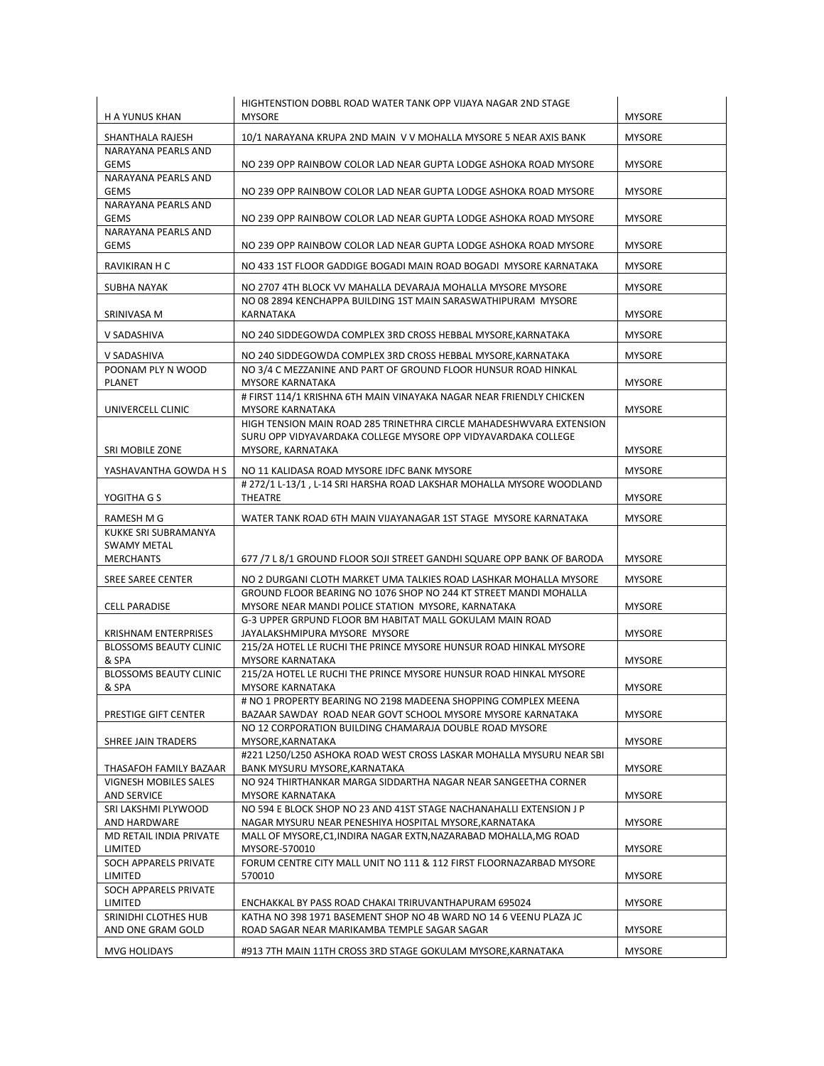| | | |
|---|---|---|
| H A YUNUS KHAN | HIGHTENSTION DOBBL ROAD WATER TANK OPP VIJAYA NAGAR 2ND STAGE MYSORE | MYSORE |
| SHANTHALA RAJESH | 10/1 NARAYANA KRUPA 2ND MAIN V V MOHALLA MYSORE 5 NEAR AXIS BANK | MYSORE |
| NARAYANA PEARLS AND GEMS | NO 239 OPP RAINBOW COLOR LAD NEAR GUPTA LODGE ASHOKA ROAD MYSORE | MYSORE |
| NARAYANA PEARLS AND GEMS | NO 239 OPP RAINBOW COLOR LAD NEAR GUPTA LODGE ASHOKA ROAD MYSORE | MYSORE |
| NARAYANA PEARLS AND GEMS | NO 239 OPP RAINBOW COLOR LAD NEAR GUPTA LODGE ASHOKA ROAD MYSORE | MYSORE |
| NARAYANA PEARLS AND GEMS | NO 239 OPP RAINBOW COLOR LAD NEAR GUPTA LODGE ASHOKA ROAD MYSORE | MYSORE |
| RAVIKIRAN H C | NO 433 1ST FLOOR GADDIGE BOGADI MAIN ROAD BOGADI MYSORE KARNATAKA | MYSORE |
| SUBHA NAYAK | NO 2707 4TH BLOCK VV MAHALLA DEVARAJA MOHALLA MYSORE MYSORE | MYSORE |
| SRINIVASA M | NO 08 2894 KENCHAPPA BUILDING 1ST MAIN SARASWATHIPURAM MYSORE KARNATAKA | MYSORE |
| V SADASHIVA | NO 240 SIDDEGOWDA COMPLEX 3RD CROSS HEBBAL MYSORE,KARNATAKA | MYSORE |
| V SADASHIVA | NO 240 SIDDEGOWDA COMPLEX 3RD CROSS HEBBAL MYSORE,KARNATAKA | MYSORE |
| POONAM PLY N WOOD PLANET | NO 3/4 C MEZZANINE AND PART OF GROUND FLOOR HUNSUR ROAD HINKAL MYSORE KARNATAKA | MYSORE |
| UNIVERCELL CLINIC | # FIRST 114/1 KRISHNA 6TH MAIN VINAYAKA NAGAR NEAR FRIENDLY CHICKEN MYSORE KARNATAKA | MYSORE |
| SRI MOBILE ZONE | HIGH TENSION MAIN ROAD 285 TRINETHRA CIRCLE MAHADESHWVARA EXTENSION SURU OPP VIDYAVARDAKA COLLEGE MYSORE OPP VIDYAVARDAKA COLLEGE MYSORE, KARNATAKA | MYSORE |
| YASHAVANTHA GOWDA H S | NO 11 KALIDASA ROAD MYSORE IDFC BANK MYSORE | MYSORE |
| YOGITHA G S | # 272/1 L-13/1 , L-14 SRI HARSHA ROAD LAKSHAR MOHALLA MYSORE WOODLAND THEATRE | MYSORE |
| RAMESH M G | WATER TANK ROAD 6TH MAIN VIJAYANAGAR 1ST STAGE MYSORE KARNATAKA | MYSORE |
| KUKKE SRI SUBRAMANYA SWAMY METAL MERCHANTS | 677 /7 L 8/1 GROUND FLOOR SOJI STREET GANDHI SQUARE OPP BANK OF BARODA | MYSORE |
| SREE SAREE CENTER | NO 2 DURGANI CLOTH MARKET UMA TALKIES ROAD LASHKAR MOHALLA MYSORE | MYSORE |
| CELL PARADISE | GROUND FLOOR BEARING NO 1076 SHOP NO 244 KT STREET MANDI MOHALLA MYSORE NEAR MANDI POLICE STATION MYSORE, KARNATAKA | MYSORE |
| KRISHNAM ENTERPRISES | G-3 UPPER GRPUND FLOOR BM HABITAT MALL GOKULAM MAIN ROAD JAYALAKSHMIPURA MYSORE MYSORE | MYSORE |
| BLOSSOMS BEAUTY CLINIC & SPA | 215/2A HOTEL LE RUCHI THE PRINCE MYSORE HUNSUR ROAD HINKAL MYSORE MYSORE KARNATAKA | MYSORE |
| BLOSSOMS BEAUTY CLINIC & SPA | 215/2A HOTEL LE RUCHI THE PRINCE MYSORE HUNSUR ROAD HINKAL MYSORE MYSORE KARNATAKA | MYSORE |
| PRESTIGE GIFT CENTER | # NO 1 PROPERTY BEARING NO 2198 MADEENA SHOPPING COMPLEX MEENA BAZAAR SAWDAY ROAD NEAR GOVT SCHOOL MYSORE MYSORE KARNATAKA | MYSORE |
| SHREE JAIN TRADERS | NO 12 CORPORATION BUILDING CHAMARAJA DOUBLE ROAD MYSORE MYSORE,KARNATAKA | MYSORE |
| THASAFOH FAMILY BAZAAR | #221 L250/L250 ASHOKA ROAD WEST CROSS LASKAR MOHALLA MYSURU NEAR SBI BANK MYSURU MYSORE,KARNATAKA | MYSORE |
| VIGNESH MOBILES SALES AND SERVICE | NO 924 THIRTHANKAR MARGA SIDDARTHA NAGAR NEAR SANGEETHA CORNER MYSORE KARNATAKA | MYSORE |
| SRI LAKSHMI PLYWOOD AND HARDWARE | NO 594 E BLOCK SHOP NO 23 AND 41ST STAGE NACHANAHALLI EXTENSION J P NAGAR MYSURU NEAR PENESHIYA HOSPITAL MYSORE,KARNATAKA | MYSORE |
| MD RETAIL INDIA PRIVATE LIMITED | MALL OF MYSORE,C1,INDIRA NAGAR EXTN,NAZARABAD MOHALLA,MG ROAD MYSORE-570010 | MYSORE |
| SOCH APPARELS PRIVATE LIMITED | FORUM CENTRE CITY MALL UNIT NO 111 & 112 FIRST FLOORNAZARBAD MYSORE 570010 | MYSORE |
| SOCH APPARELS PRIVATE LIMITED | ENCHAKKAL BY PASS ROAD CHAKAI TRIRUVANTHAPURAM 695024 | MYSORE |
| SRINIDHI CLOTHES HUB AND ONE GRAM GOLD | KATHA NO 398 1971 BASEMENT SHOP NO 4B WARD NO 14 6 VEENU PLAZA JC ROAD SAGAR NEAR MARIKAMBA TEMPLE SAGAR SAGAR | MYSORE |
| MVG HOLIDAYS | #913 7TH MAIN 11TH CROSS 3RD STAGE GOKULAM MYSORE,KARNATAKA | MYSORE |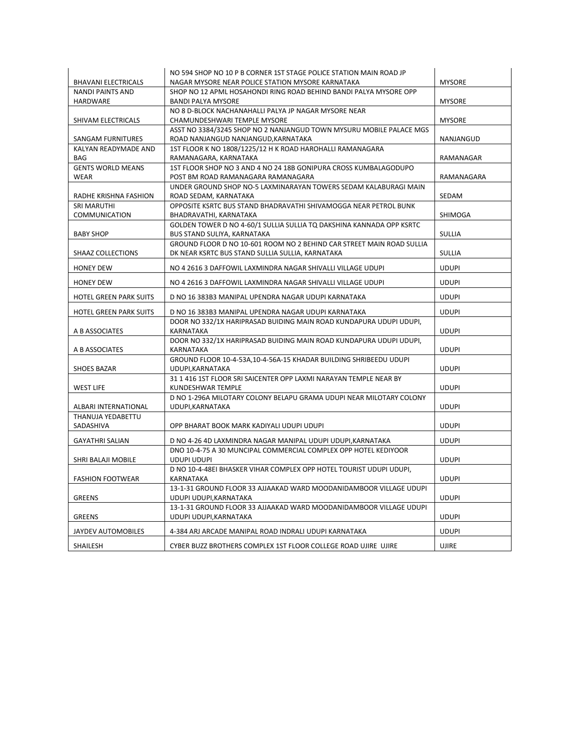| | | |
|---|---|---|
| BHAVANI ELECTRICALS | NO 594 SHOP NO 10 P B CORNER 1ST STAGE POLICE STATION MAIN ROAD JP NAGAR MYSORE NEAR POLICE STATION MYSORE KARNATAKA | MYSORE |
| NANDI PAINTS AND HARDWARE | SHOP NO 12 APML HOSAHONDI RING ROAD BEHIND BANDI PALYA MYSORE OPP BANDI PALYA MYSORE | MYSORE |
| SHIVAM ELECTRICALS | NO 8 D-BLOCK NACHANAHALLI PALYA JP NAGAR MYSORE NEAR CHAMUNDESHWARI TEMPLE MYSORE | MYSORE |
| SANGAM FURNITURES | ASST NO 3384/3245 SHOP NO 2 NANJANGUD TOWN MYSURU MOBILE PALACE MGS ROAD NANJANGUD NANJANGUD,KARNATAKA | NANJANGUD |
| KALYAN READYMADE AND BAG | 1ST FLOOR K NO 1808/1225/12 H K ROAD HAROHALLI RAMANAGARA RAMANAGARA, KARNATAKA | RAMANAGAR |
| GENTS WORLD MEANS WEAR | 1ST FLOOR SHOP NO 3 AND 4 NO 24 18B GONIPURA CROSS KUMBALAGODUPO POST BM ROAD RAMANAGARA RAMANAGARA | RAMANAGARA |
| RADHE KRISHNA FASHION | UNDER GROUND SHOP NO-5 LAXMINARAYAN TOWERS SEDAM KALABURAGI MAIN ROAD SEDAM, KARNATAKA | SEDAM |
| SRI MARUTHI COMMUNICATION | OPPOSITE KSRTC BUS STAND BHADRAVATHI SHIVAMOGGA NEAR PETROL BUNK BHADRAVATHI, KARNATAKA | SHIMOGA |
| BABY SHOP | GOLDEN TOWER D NO 4-60/1 SULLIA SULLIA TQ DAKSHINA KANNADA OPP KSRTC BUS STAND SULIYA, KARNATAKA | SULLIA |
| SHAAZ COLLECTIONS | GROUND FLOOR D NO 10-601 ROOM NO 2 BEHIND CAR STREET MAIN ROAD SULLIA DK NEAR KSRTC BUS STAND SULLIA SULLIA, KARNATAKA | SULLIA |
| HONEY DEW | NO 4 2616 3 DAFFOWIL LAXMINDRA NAGAR SHIVALLI VILLAGE UDUPI | UDUPI |
| HONEY DEW | NO 4 2616 3 DAFFOWIL LAXMINDRA NAGAR SHIVALLI VILLAGE UDUPI | UDUPI |
| HOTEL GREEN PARK SUITS | D NO 16 383B3 MANIPAL UPENDRA NAGAR UDUPI KARNATAKA | UDUPI |
| HOTEL GREEN PARK SUITS | D NO 16 383B3 MANIPAL UPENDRA NAGAR UDUPI KARNATAKA | UDUPI |
| A B ASSOCIATES | DOOR NO 332/1X HARIPRASAD BUIDING MAIN ROAD KUNDAPURA UDUPI UDUPI, KARNATAKA | UDUPI |
| A B ASSOCIATES | DOOR NO 332/1X HARIPRASAD BUIDING MAIN ROAD KUNDAPURA UDUPI UDUPI, KARNATAKA | UDUPI |
| SHOES BAZAR | GROUND FLOOR 10-4-53A,10-4-56A-15 KHADAR BUILDING SHRIBEEDU UDUPI UDUPI,KARNATAKA | UDUPI |
| WEST LIFE | 31 1 416 1ST FLOOR SRI SAICENTER OPP LAXMI NARAYAN TEMPLE NEAR BY KUNDESHWAR TEMPLE | UDUPI |
| ALBARI INTERNATIONAL | D NO 1-296A MILOTARY COLONY BELAPU GRAMA UDUPI NEAR MILOTARY COLONY UDUPI,KARNATAKA | UDUPI |
| THANUJA YEDABETTU SADASHIVA | OPP BHARAT BOOK MARK KADIYALI UDUPI UDUPI | UDUPI |
| GAYATHRI SALIAN | D NO 4-26 4D LAXMINDRA NAGAR MANIPAL UDUPI UDUPI,KARNATAKA | UDUPI |
| SHRI BALAJI MOBILE | DNO 10-4-75 A 30 MUNCIPAL COMMERCIAL COMPLEX OPP HOTEL KEDIYOOR UDUPI UDUPI | UDUPI |
| FASHION FOOTWEAR | D NO 10-4-48EI BHASKER VIHAR COMPLEX OPP HOTEL TOURIST UDUPI UDUPI, KARNATAKA | UDUPI |
| GREENS | 13-1-31 GROUND FLOOR 33 AJJAAKAD WARD MOODANIDAMBOOR VILLAGE UDUPI UDUPI UDUPI,KARNATAKA | UDUPI |
| GREENS | 13-1-31 GROUND FLOOR 33 AJJAAKAD WARD MOODANIDAMBOOR VILLAGE UDUPI UDUPI UDUPI,KARNATAKA | UDUPI |
| JAYDEV AUTOMOBILES | 4-384 ARJ ARCADE MANIPAL ROAD INDRALI UDUPI KARNATAKA | UDUPI |
| SHAILESH | CYBER BUZZ BROTHERS COMPLEX 1ST FLOOR COLLEGE ROAD UJIRE UJIRE | UJIRE |